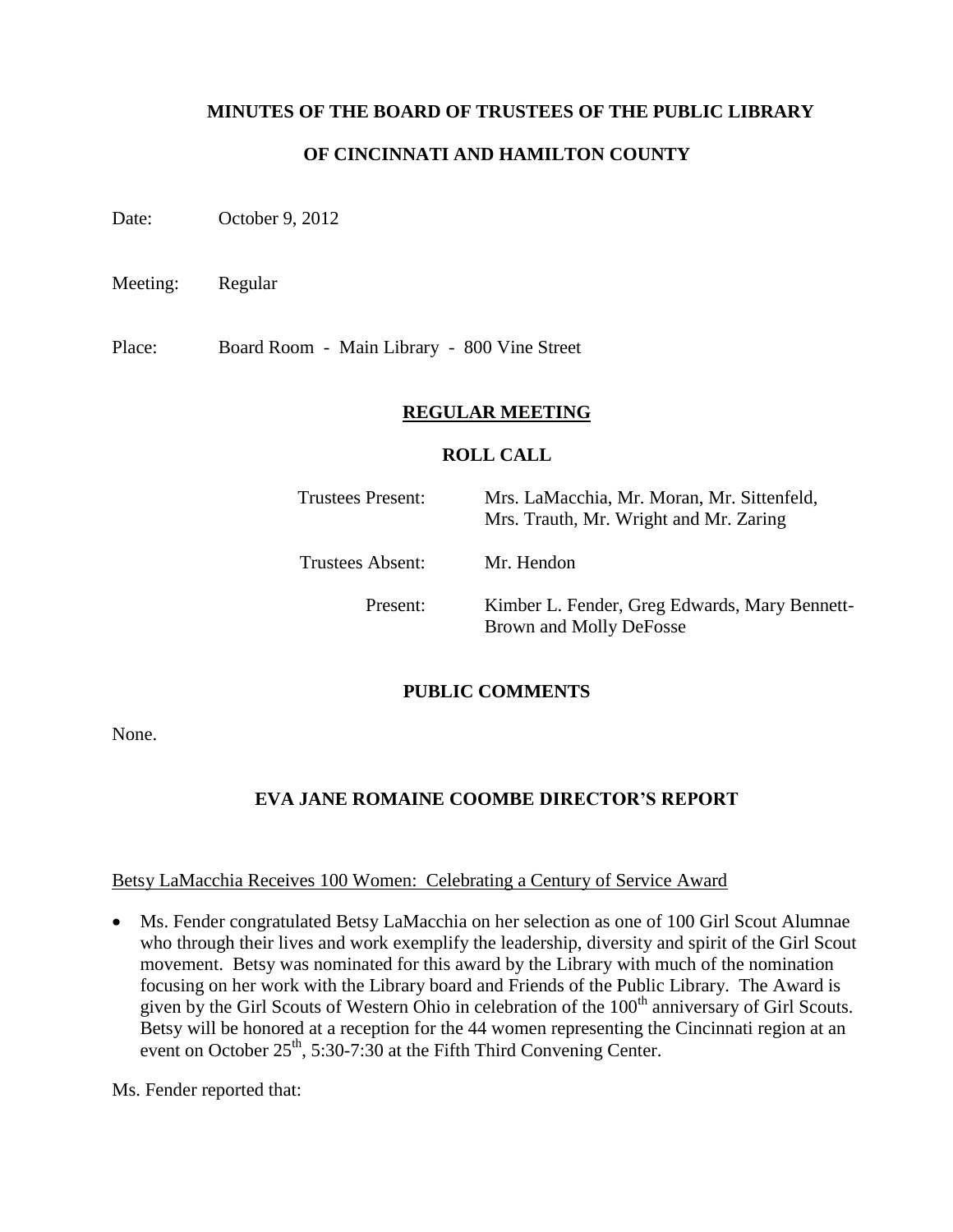# MINUTES OF THE BOARD OF TRUSTEES OF THE PUBLIC LIBRARY

# OF CINCINNATI AND HAMILTON COUNTY

Date: October 9, 2012

Meeting: Regular

Place: Board Room - Main Library - 800 Vine Street

## REGULAR MEETING

### ROLL CALL

| | |
|---|---|
| Trustees Present: | Mrs. LaMacchia, Mr. Moran, Mr. Sittenfeld, Mrs. Trauth, Mr. Wright and Mr. Zaring |
| Trustees Absent: | Mr. Hendon |
| Present: | Kimber L. Fender, Greg Edwards, Mary Bennett-Brown and Molly DeFosse |

## PUBLIC COMMENTS

None.

## EVA JANE ROMAINE COOMBE DIRECTOR'S REPORT

Betsy LaMacchia Receives 100 Women: Celebrating a Century of Service Award

- Ms. Fender congratulated Betsy LaMacchia on her selection as one of 100 Girl Scout Alumnae who through their lives and work exemplify the leadership, diversity and spirit of the Girl Scout movement. Betsy was nominated for this award by the Library with much of the nomination focusing on her work with the Library board and Friends of the Public Library. The Award is given by the Girl Scouts of Western Ohio in celebration of the 100th anniversary of Girl Scouts. Betsy will be honored at a reception for the 44 women representing the Cincinnati region at an event on October 25th, 5:30-7:30 at the Fifth Third Convening Center.

Ms. Fender reported that: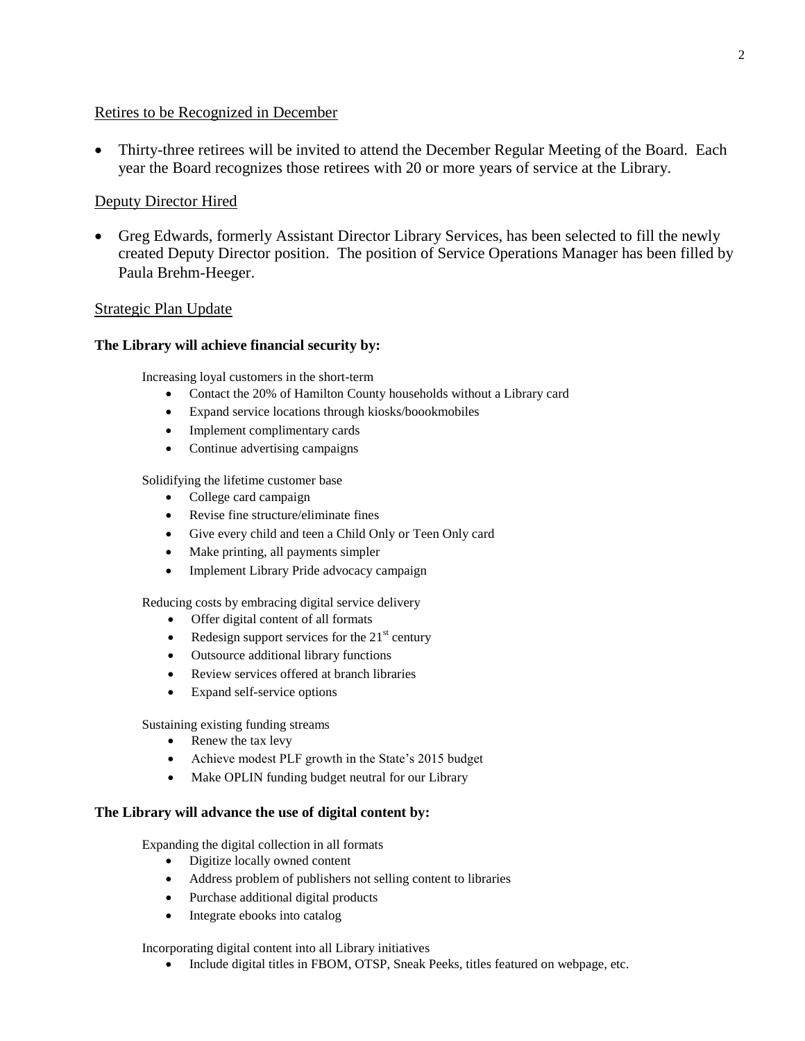## Retires to be Recognized in December

- Thirty-three retirees will be invited to attend the December Regular Meeting of the Board. Each year the Board recognizes those retirees with 20 or more years of service at the Library.

## Deputy Director Hired

- Greg Edwards, formerly Assistant Director Library Services, has been selected to fill the newly created Deputy Director position. The position of Service Operations Manager has been filled by Paula Brehm-Heeger.

## Strategic Plan Update

**The Library will achieve financial security by:**

Increasing loyal customers in the short-term

- Contact the 20% of Hamilton County households without a Library card
- Expand service locations through kiosks/boookmobiles
- Implement complimentary cards
- Continue advertising campaigns

Solidifying the lifetime customer base

- College card campaign
- Revise fine structure/eliminate fines
- Give every child and teen a Child Only or Teen Only card
- Make printing, all payments simpler
- Implement Library Pride advocacy campaign

Reducing costs by embracing digital service delivery

- Offer digital content of all formats
- Redesign support services for the 21st century
- Outsource additional library functions
- Review services offered at branch libraries
- Expand self-service options

Sustaining existing funding streams

- Renew the tax levy
- Achieve modest PLF growth in the State's 2015 budget
- Make OPLIN funding budget neutral for our Library

**The Library will advance the use of digital content by:**

Expanding the digital collection in all formats

- Digitize locally owned content
- Address problem of publishers not selling content to libraries
- Purchase additional digital products
- Integrate ebooks into catalog

Incorporating digital content into all Library initiatives

- Include digital titles in FBOM, OTSP, Sneak Peeks, titles featured on webpage, etc.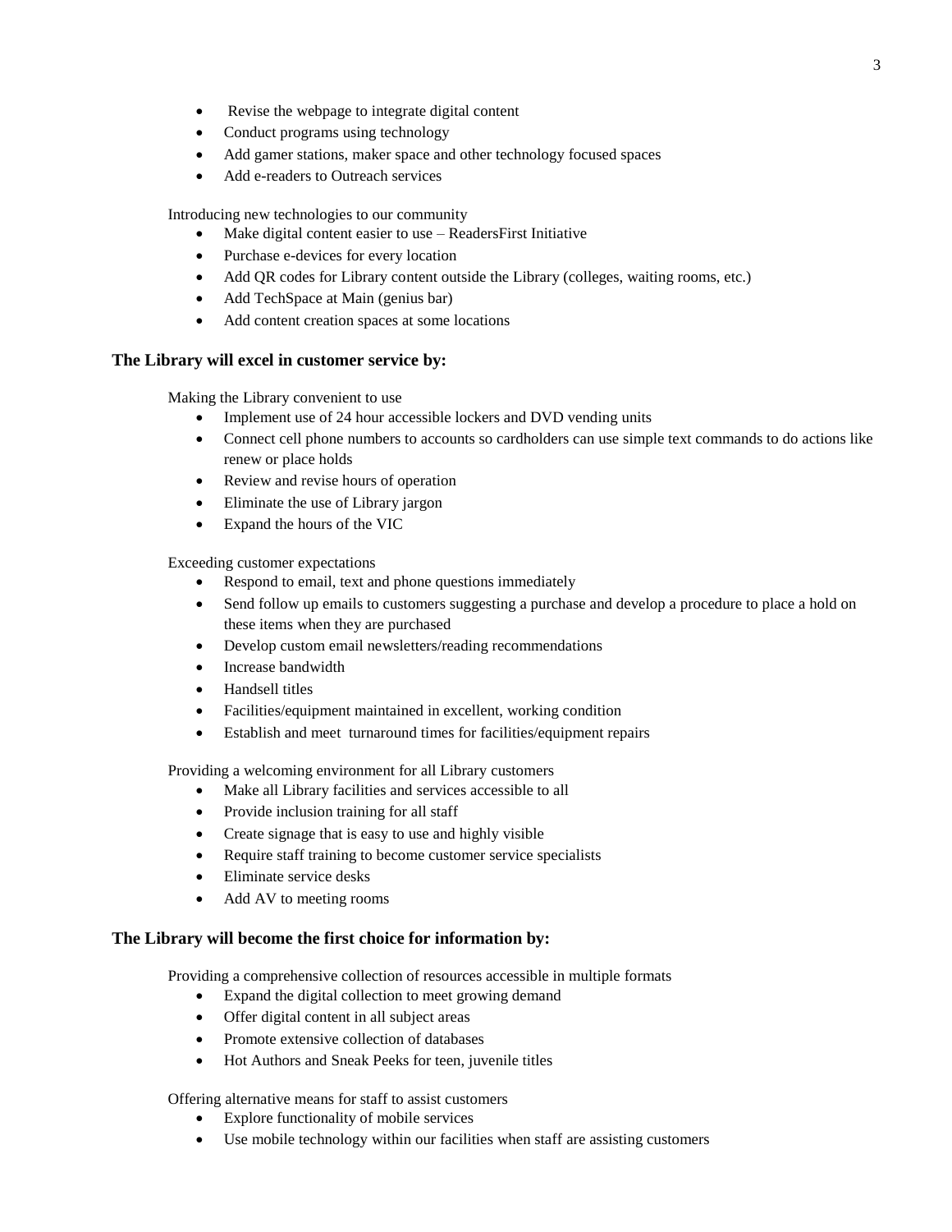- Revise the webpage to integrate digital content
- Conduct programs using technology
- Add gamer stations, maker space and other technology focused spaces
- Add e-readers to Outreach services

Introducing new technologies to our community

- Make digital content easier to use – ReadersFirst Initiative
- Purchase e-devices for every location
- Add QR codes for Library content outside the Library (colleges, waiting rooms, etc.)
- Add TechSpace at Main (genius bar)
- Add content creation spaces at some locations

### The Library will excel in customer service by:

Making the Library convenient to use

- Implement use of 24 hour accessible lockers and DVD vending units
- Connect cell phone numbers to accounts so cardholders can use simple text commands to do actions like renew or place holds
- Review and revise hours of operation
- Eliminate the use of Library jargon
- Expand the hours of the VIC

Exceeding customer expectations

- Respond to email, text and phone questions immediately
- Send follow up emails to customers suggesting a purchase and develop a procedure to place a hold on these items when they are purchased
- Develop custom email newsletters/reading recommendations
- Increase bandwidth
- Handsell titles
- Facilities/equipment maintained in excellent, working condition
- Establish and meet turnaround times for facilities/equipment repairs

Providing a welcoming environment for all Library customers

- Make all Library facilities and services accessible to all
- Provide inclusion training for all staff
- Create signage that is easy to use and highly visible
- Require staff training to become customer service specialists
- Eliminate service desks
- Add AV to meeting rooms

### The Library will become the first choice for information by:

Providing a comprehensive collection of resources accessible in multiple formats

- Expand the digital collection to meet growing demand
- Offer digital content in all subject areas
- Promote extensive collection of databases
- Hot Authors and Sneak Peeks for teen, juvenile titles

Offering alternative means for staff to assist customers

- Explore functionality of mobile services
- Use mobile technology within our facilities when staff are assisting customers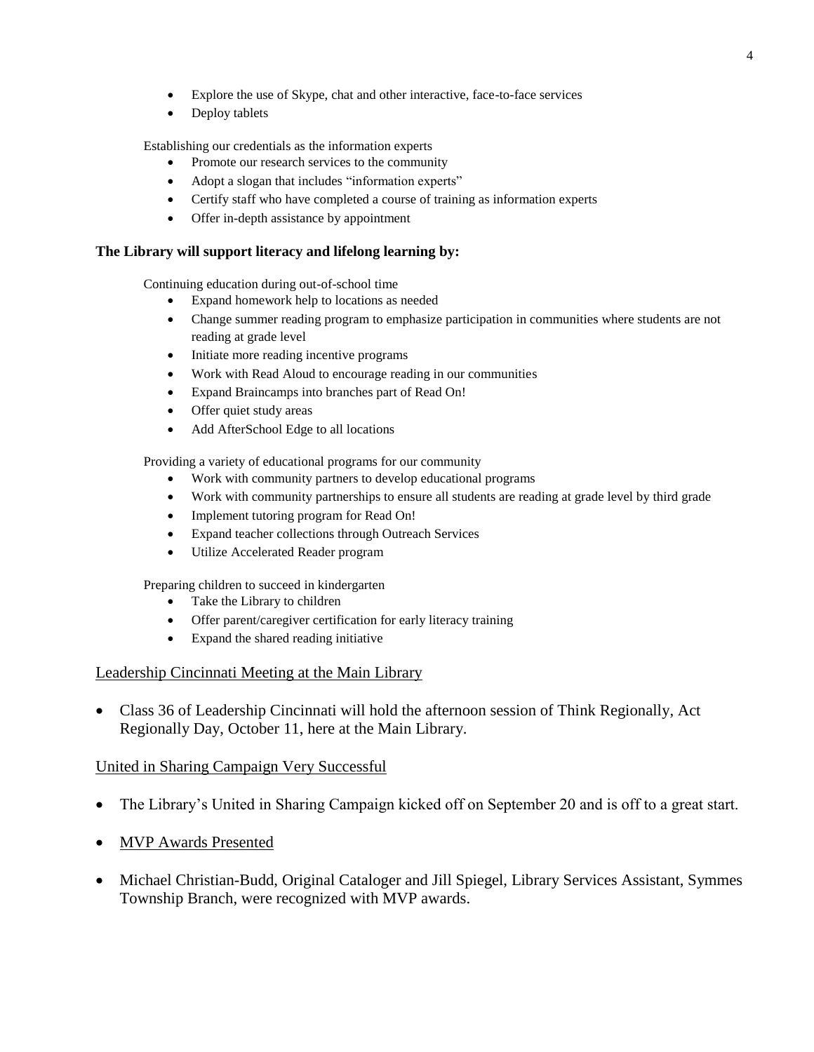- Explore the use of Skype, chat and other interactive, face-to-face services
- Deploy tablets

Establishing our credentials as the information experts

- Promote our research services to the community
- Adopt a slogan that includes "information experts"
- Certify staff who have completed a course of training as information experts
- Offer in-depth assistance by appointment

**The Library will support literacy and lifelong learning by:**

Continuing education during out-of-school time

- Expand homework help to locations as needed
- Change summer reading program to emphasize participation in communities where students are not reading at grade level
- Initiate more reading incentive programs
- Work with Read Aloud to encourage reading in our communities
- Expand Braincamps into branches part of Read On!
- Offer quiet study areas
- Add AfterSchool Edge to all locations

Providing a variety of educational programs for our community

- Work with community partners to develop educational programs
- Work with community partnerships to ensure all students are reading at grade level by third grade
- Implement tutoring program for Read On!
- Expand teacher collections through Outreach Services
- Utilize Accelerated Reader program

Preparing children to succeed in kindergarten

- Take the Library to children
- Offer parent/caregiver certification for early literacy training
- Expand the shared reading initiative

<u>Leadership Cincinnati Meeting at the Main Library</u>

- Class 36 of Leadership Cincinnati will hold the afternoon session of Think Regionally, Act Regionally Day, October 11, here at the Main Library.

<u>United in Sharing Campaign Very Successful</u>

- The Library's United in Sharing Campaign kicked off on September 20 and is off to a great start.
- <u>MVP Awards Presented</u>
- Michael Christian-Budd, Original Cataloger and Jill Spiegel, Library Services Assistant, Symmes Township Branch, were recognized with MVP awards.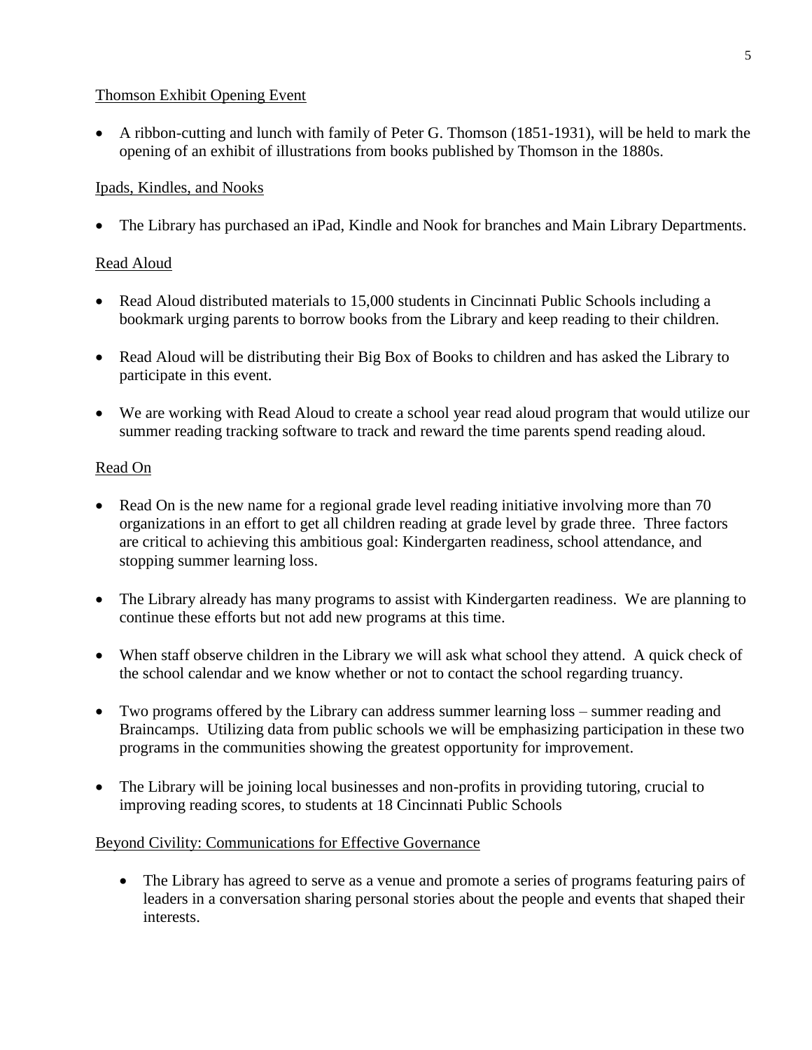Thomson Exhibit Opening Event

- A ribbon-cutting and lunch with family of Peter G. Thomson (1851-1931), will be held to mark the opening of an exhibit of illustrations from books published by Thomson in the 1880s.

Ipads, Kindles, and Nooks

- The Library has purchased an iPad, Kindle and Nook for branches and Main Library Departments.

Read Aloud

- Read Aloud distributed materials to 15,000 students in Cincinnati Public Schools including a bookmark urging parents to borrow books from the Library and keep reading to their children.

- Read Aloud will be distributing their Big Box of Books to children and has asked the Library to participate in this event.

- We are working with Read Aloud to create a school year read aloud program that would utilize our summer reading tracking software to track and reward the time parents spend reading aloud.

Read On

- Read On is the new name for a regional grade level reading initiative involving more than 70 organizations in an effort to get all children reading at grade level by grade three. Three factors are critical to achieving this ambitious goal: Kindergarten readiness, school attendance, and stopping summer learning loss.

- The Library already has many programs to assist with Kindergarten readiness. We are planning to continue these efforts but not add new programs at this time.

- When staff observe children in the Library we will ask what school they attend. A quick check of the school calendar and we know whether or not to contact the school regarding truancy.

- Two programs offered by the Library can address summer learning loss – summer reading and Braincamps. Utilizing data from public schools we will be emphasizing participation in these two programs in the communities showing the greatest opportunity for improvement.

- The Library will be joining local businesses and non-profits in providing tutoring, crucial to improving reading scores, to students at 18 Cincinnati Public Schools

Beyond Civility: Communications for Effective Governance

- The Library has agreed to serve as a venue and promote a series of programs featuring pairs of leaders in a conversation sharing personal stories about the people and events that shaped their interests.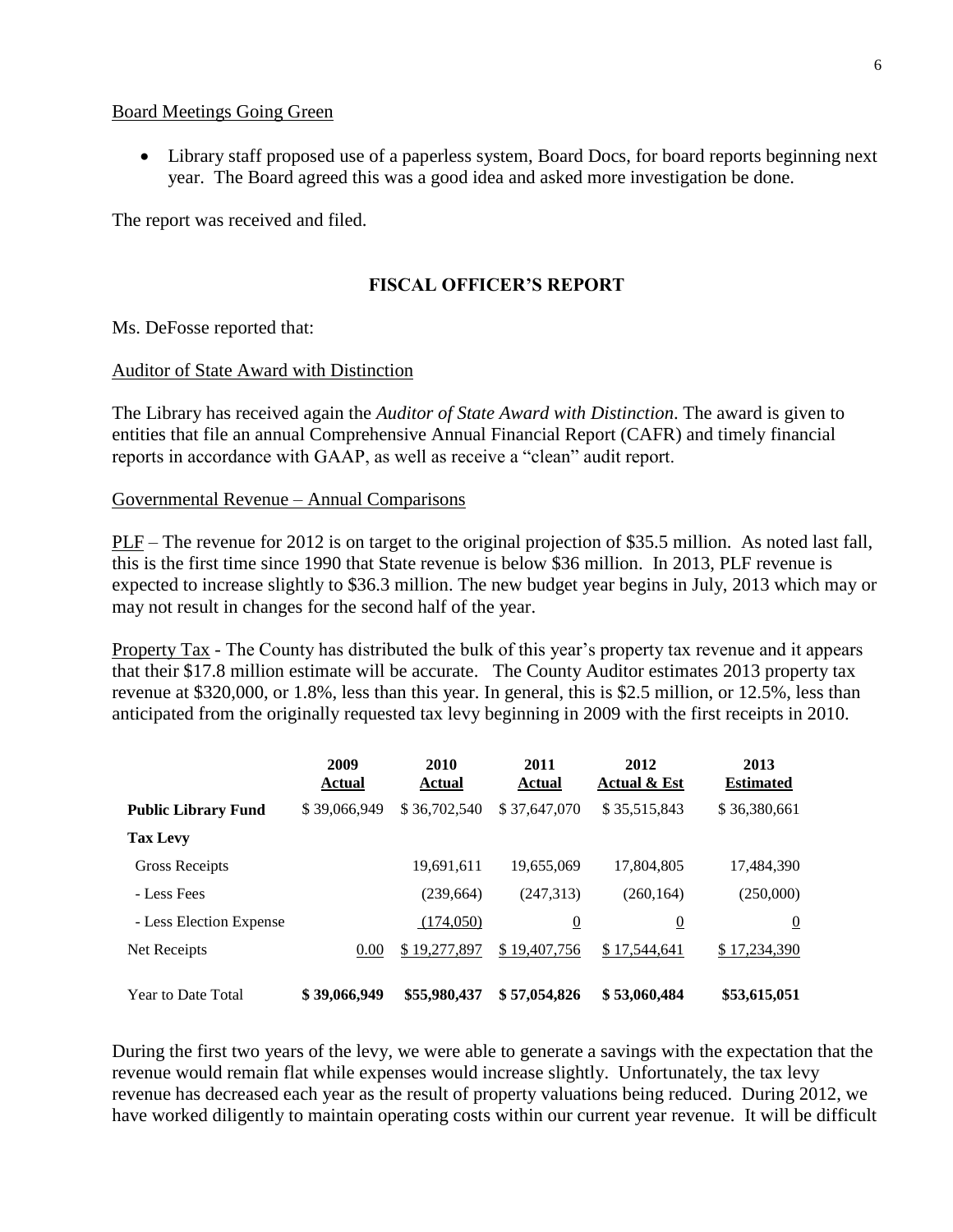Board Meetings Going Green

- Library staff proposed use of a paperless system, Board Docs, for board reports beginning next year. The Board agreed this was a good idea and asked more investigation be done.

The report was received and filed.

## FISCAL OFFICER'S REPORT

Ms. DeFosse reported that:

Auditor of State Award with Distinction

The Library has received again the *Auditor of State Award with Distinction*. The award is given to entities that file an annual Comprehensive Annual Financial Report (CAFR) and timely financial reports in accordance with GAAP, as well as receive a "clean" audit report.

Governmental Revenue – Annual Comparisons

PLF – The revenue for 2012 is on target to the original projection of $35.5 million. As noted last fall, this is the first time since 1990 that State revenue is below $36 million. In 2013, PLF revenue is expected to increase slightly to $36.3 million. The new budget year begins in July, 2013 which may or may not result in changes for the second half of the year.

Property Tax - The County has distributed the bulk of this year's property tax revenue and it appears that their $17.8 million estimate will be accurate. The County Auditor estimates 2013 property tax revenue at $320,000, or 1.8%, less than this year. In general, this is $2.5 million, or 12.5%, less than anticipated from the originally requested tax levy beginning in 2009 with the first receipts in 2010.

| | 2009 Actual | 2010 Actual | 2011 Actual | 2012 Actual & Est | 2013 Estimated |
|---|---|---|---|---|---|
| **Public Library Fund** | $ 39,066,949 | $ 36,702,540 | $ 37,647,070 | $ 35,515,843 | $ 36,380,661 |
| **Tax Levy** | | | | | |
| Gross Receipts | | 19,691,611 | 19,655,069 | 17,804,805 | 17,484,390 |
| - Less Fees | | (239,664) | (247,313) | (260,164) | (250,000) |
| - Less Election Expense | | (174,050) | 0 | 0 | 0 |
| Net Receipts | 0.00 | $ 19,277,897 | $ 19,407,756 | $ 17,544,641 | $ 17,234,390 |
| Year to Date Total | **$ 39,066,949** | **$55,980,437** | **$ 57,054,826** | **$ 53,060,484** | **$53,615,051** |

During the first two years of the levy, we were able to generate a savings with the expectation that the revenue would remain flat while expenses would increase slightly. Unfortunately, the tax levy revenue has decreased each year as the result of property valuations being reduced. During 2012, we have worked diligently to maintain operating costs within our current year revenue. It will be difficult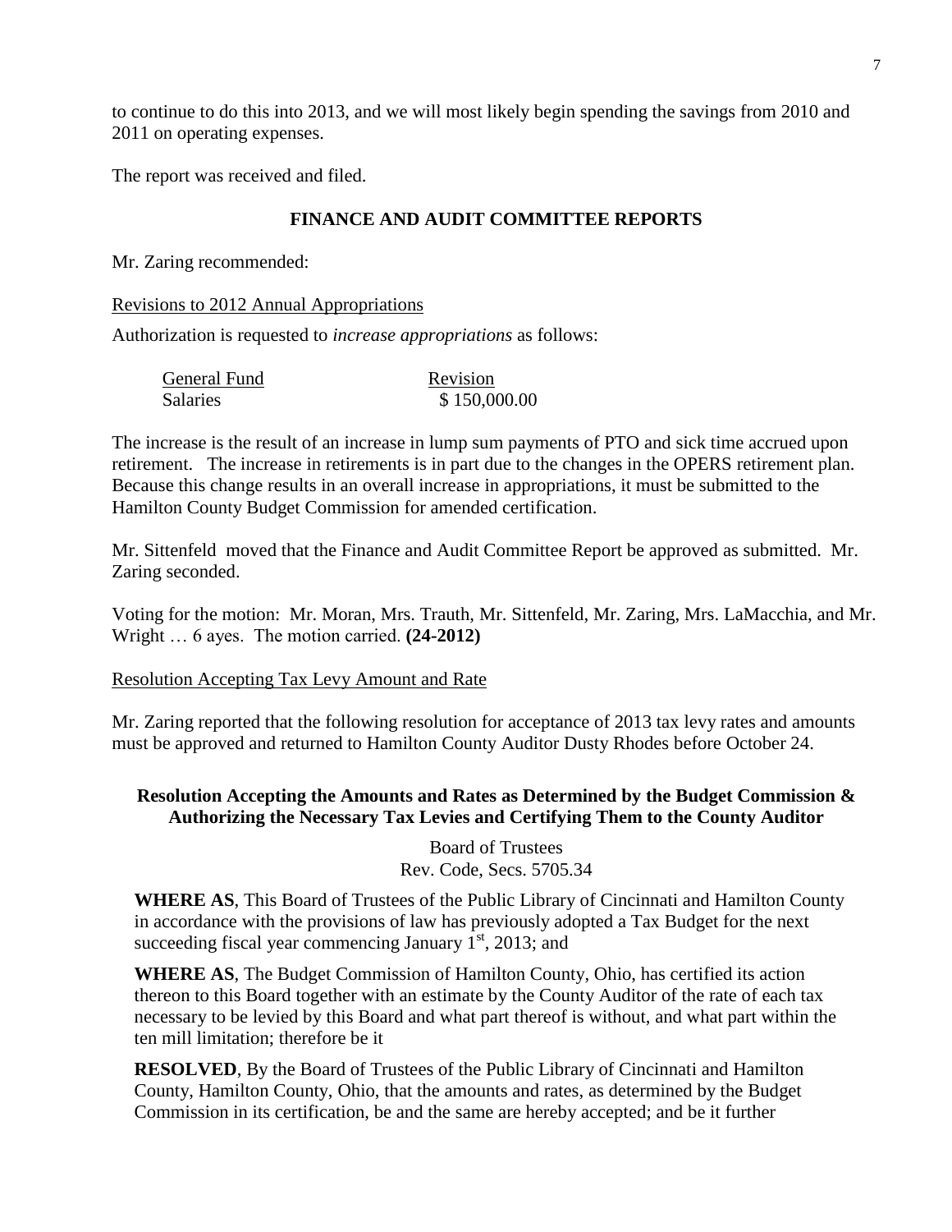to continue to do this into 2013, and we will most likely begin spending the savings from 2010 and 2011 on operating expenses.

The report was received and filed.

## FINANCE AND AUDIT COMMITTEE REPORTS

Mr. Zaring recommended:

Revisions to 2012 Annual Appropriations

Authorization is requested to *increase appropriations* as follows:

| General Fund | Revision |
|---|---|
| Salaries | $ 150,000.00 |

The increase is the result of an increase in lump sum payments of PTO and sick time accrued upon retirement. The increase in retirements is in part due to the changes in the OPERS retirement plan. Because this change results in an overall increase in appropriations, it must be submitted to the Hamilton County Budget Commission for amended certification.

Mr. Sittenfeld moved that the Finance and Audit Committee Report be approved as submitted. Mr. Zaring seconded.

Voting for the motion: Mr. Moran, Mrs. Trauth, Mr. Sittenfeld, Mr. Zaring, Mrs. LaMacchia, and Mr. Wright … 6 ayes. The motion carried. **(24-2012)**

Resolution Accepting Tax Levy Amount and Rate

Mr. Zaring reported that the following resolution for acceptance of 2013 tax levy rates and amounts must be approved and returned to Hamilton County Auditor Dusty Rhodes before October 24.

### Resolution Accepting the Amounts and Rates as Determined by the Budget Commission & Authorizing the Necessary Tax Levies and Certifying Them to the County Auditor

Board of Trustees
Rev. Code, Secs. 5705.34

**WHERE AS**, This Board of Trustees of the Public Library of Cincinnati and Hamilton County in accordance with the provisions of law has previously adopted a Tax Budget for the next succeeding fiscal year commencing January 1st, 2013; and

**WHERE AS**, The Budget Commission of Hamilton County, Ohio, has certified its action thereon to this Board together with an estimate by the County Auditor of the rate of each tax necessary to be levied by this Board and what part thereof is without, and what part within the ten mill limitation; therefore be it

**RESOLVED**, By the Board of Trustees of the Public Library of Cincinnati and Hamilton County, Hamilton County, Ohio, that the amounts and rates, as determined by the Budget Commission in its certification, be and the same are hereby accepted; and be it further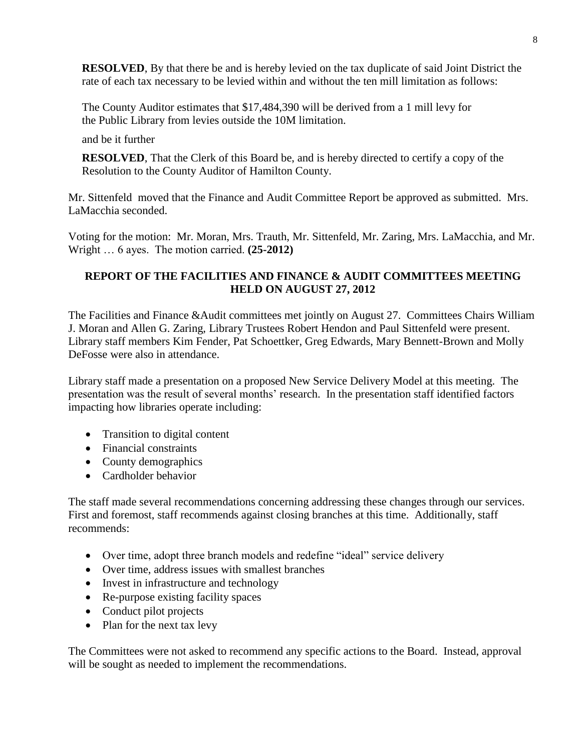**RESOLVED**, By that there be and is hereby levied on the tax duplicate of said Joint District the rate of each tax necessary to be levied within and without the ten mill limitation as follows:

The County Auditor estimates that $17,484,390 will be derived from a 1 mill levy for the Public Library from levies outside the 10M limitation.

and be it further

**RESOLVED**, That the Clerk of this Board be, and is hereby directed to certify a copy of the Resolution to the County Auditor of Hamilton County.

Mr. Sittenfeld moved that the Finance and Audit Committee Report be approved as submitted. Mrs. LaMacchia seconded.

Voting for the motion: Mr. Moran, Mrs. Trauth, Mr. Sittenfeld, Mr. Zaring, Mrs. LaMacchia, and Mr. Wright … 6 ayes. The motion carried. **(25-2012)**

## REPORT OF THE FACILITIES AND FINANCE & AUDIT COMMITTEES MEETING HELD ON AUGUST 27, 2012

The Facilities and Finance &Audit committees met jointly on August 27. Committees Chairs William J. Moran and Allen G. Zaring, Library Trustees Robert Hendon and Paul Sittenfeld were present. Library staff members Kim Fender, Pat Schoettker, Greg Edwards, Mary Bennett-Brown and Molly DeFosse were also in attendance.

Library staff made a presentation on a proposed New Service Delivery Model at this meeting. The presentation was the result of several months' research. In the presentation staff identified factors impacting how libraries operate including:

- Transition to digital content
- Financial constraints
- County demographics
- Cardholder behavior

The staff made several recommendations concerning addressing these changes through our services. First and foremost, staff recommends against closing branches at this time. Additionally, staff recommends:

- Over time, adopt three branch models and redefine "ideal" service delivery
- Over time, address issues with smallest branches
- Invest in infrastructure and technology
- Re-purpose existing facility spaces
- Conduct pilot projects
- Plan for the next tax levy

The Committees were not asked to recommend any specific actions to the Board. Instead, approval will be sought as needed to implement the recommendations.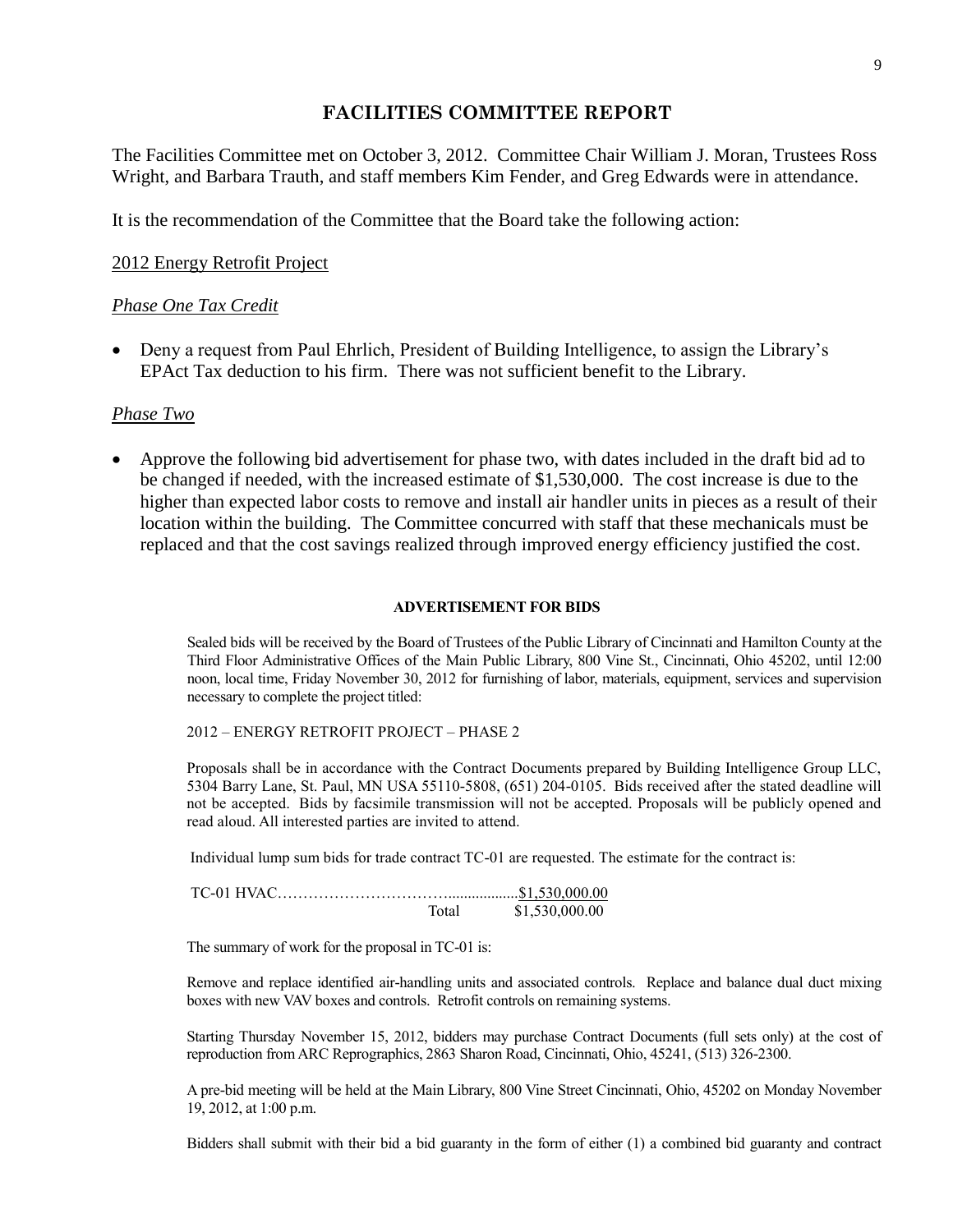# FACILITIES COMMITTEE REPORT

The Facilities Committee met on October 3, 2012. Committee Chair William J. Moran, Trustees Ross Wright, and Barbara Trauth, and staff members Kim Fender, and Greg Edwards were in attendance.

It is the recommendation of the Committee that the Board take the following action:

2012 Energy Retrofit Project

*Phase One Tax Credit*

- Deny a request from Paul Ehrlich, President of Building Intelligence, to assign the Library's EPAct Tax deduction to his firm. There was not sufficient benefit to the Library.

*Phase Two*

- Approve the following bid advertisement for phase two, with dates included in the draft bid ad to be changed if needed, with the increased estimate of $1,530,000. The cost increase is due to the higher than expected labor costs to remove and install air handler units in pieces as a result of their location within the building. The Committee concurred with staff that these mechanicals must be replaced and that the cost savings realized through improved energy efficiency justified the cost.

**ADVERTISEMENT FOR BIDS**

Sealed bids will be received by the Board of Trustees of the Public Library of Cincinnati and Hamilton County at the Third Floor Administrative Offices of the Main Public Library, 800 Vine St., Cincinnati, Ohio 45202, until 12:00 noon, local time, Friday November 30, 2012 for furnishing of labor, materials, equipment, services and supervision necessary to complete the project titled:

2012 – ENERGY RETROFIT PROJECT – PHASE 2

Proposals shall be in accordance with the Contract Documents prepared by Building Intelligence Group LLC, 5304 Barry Lane, St. Paul, MN USA 55110-5808, (651) 204-0105. Bids received after the stated deadline will not be accepted. Bids by facsimile transmission will not be accepted. Proposals will be publicly opened and read aloud. All interested parties are invited to attend.

Individual lump sum bids for trade contract TC-01 are requested. The estimate for the contract is:

| | |
|---|---|
| TC-01 HVAC……………………………................. | $1,530,000.00 |
| Total | $1,530,000.00 |

The summary of work for the proposal in TC-01 is:

Remove and replace identified air-handling units and associated controls. Replace and balance dual duct mixing boxes with new VAV boxes and controls. Retrofit controls on remaining systems.

Starting Thursday November 15, 2012, bidders may purchase Contract Documents (full sets only) at the cost of reproduction from ARC Reprographics, 2863 Sharon Road, Cincinnati, Ohio, 45241, (513) 326-2300.

A pre-bid meeting will be held at the Main Library, 800 Vine Street Cincinnati, Ohio, 45202 on Monday November 19, 2012, at 1:00 p.m.

Bidders shall submit with their bid a bid guaranty in the form of either (1) a combined bid guaranty and contract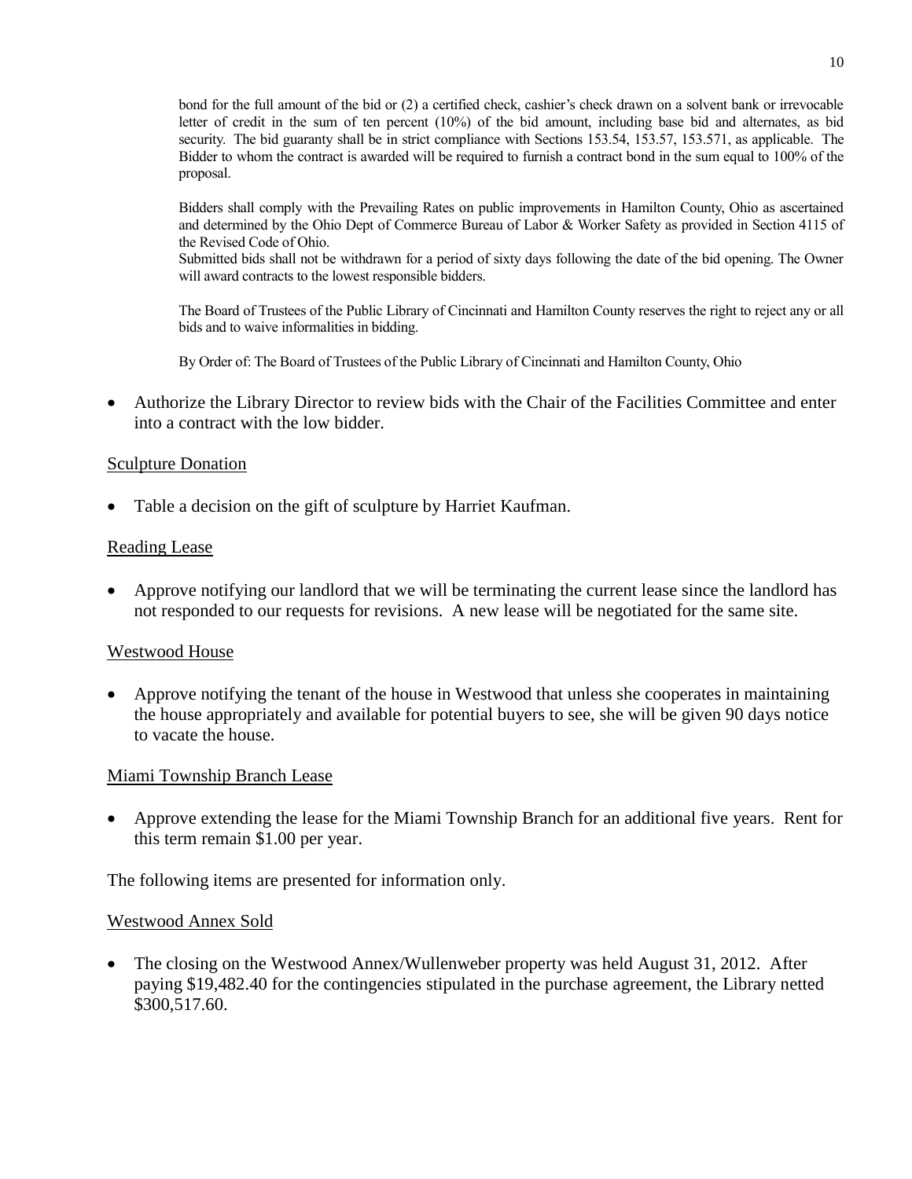bond for the full amount of the bid or (2) a certified check, cashier's check drawn on a solvent bank or irrevocable letter of credit in the sum of ten percent (10%) of the bid amount, including base bid and alternates, as bid security. The bid guaranty shall be in strict compliance with Sections 153.54, 153.57, 153.571, as applicable. The Bidder to whom the contract is awarded will be required to furnish a contract bond in the sum equal to 100% of the proposal.

Bidders shall comply with the Prevailing Rates on public improvements in Hamilton County, Ohio as ascertained and determined by the Ohio Dept of Commerce Bureau of Labor & Worker Safety as provided in Section 4115 of the Revised Code of Ohio.
Submitted bids shall not be withdrawn for a period of sixty days following the date of the bid opening. The Owner will award contracts to the lowest responsible bidders.

The Board of Trustees of the Public Library of Cincinnati and Hamilton County reserves the right to reject any or all bids and to waive informalities in bidding.

By Order of: The Board of Trustees of the Public Library of Cincinnati and Hamilton County, Ohio

- Authorize the Library Director to review bids with the Chair of the Facilities Committee and enter into a contract with the low bidder.

Sculpture Donation

- Table a decision on the gift of sculpture by Harriet Kaufman.

Reading Lease

- Approve notifying our landlord that we will be terminating the current lease since the landlord has not responded to our requests for revisions. A new lease will be negotiated for the same site.

Westwood House

- Approve notifying the tenant of the house in Westwood that unless she cooperates in maintaining the house appropriately and available for potential buyers to see, she will be given 90 days notice to vacate the house.

Miami Township Branch Lease

- Approve extending the lease for the Miami Township Branch for an additional five years. Rent for this term remain $1.00 per year.

The following items are presented for information only.

Westwood Annex Sold

- The closing on the Westwood Annex/Wullenweber property was held August 31, 2012. After paying $19,482.40 for the contingencies stipulated in the purchase agreement, the Library netted $300,517.60.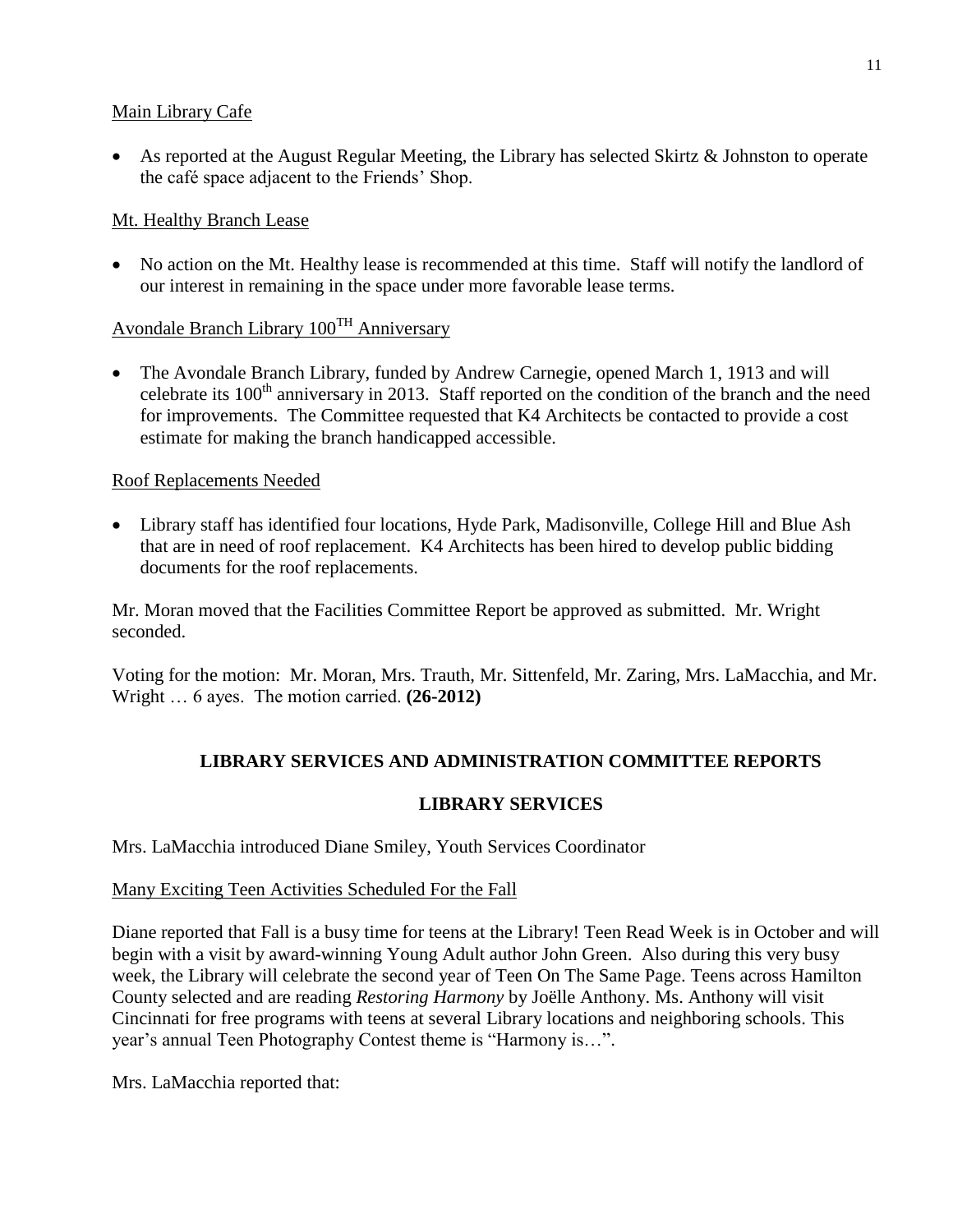Main Library Cafe

- As reported at the August Regular Meeting, the Library has selected Skirtz & Johnston to operate the café space adjacent to the Friends' Shop.

Mt. Healthy Branch Lease

- No action on the Mt. Healthy lease is recommended at this time. Staff will notify the landlord of our interest in remaining in the space under more favorable lease terms.

Avondale Branch Library 100TH Anniversary

- The Avondale Branch Library, funded by Andrew Carnegie, opened March 1, 1913 and will celebrate its 100th anniversary in 2013. Staff reported on the condition of the branch and the need for improvements. The Committee requested that K4 Architects be contacted to provide a cost estimate for making the branch handicapped accessible.

Roof Replacements Needed

- Library staff has identified four locations, Hyde Park, Madisonville, College Hill and Blue Ash that are in need of roof replacement. K4 Architects has been hired to develop public bidding documents for the roof replacements.

Mr. Moran moved that the Facilities Committee Report be approved as submitted. Mr. Wright seconded.

Voting for the motion: Mr. Moran, Mrs. Trauth, Mr. Sittenfeld, Mr. Zaring, Mrs. LaMacchia, and Mr. Wright … 6 ayes. The motion carried. **(26-2012)**

## LIBRARY SERVICES AND ADMINISTRATION COMMITTEE REPORTS

### LIBRARY SERVICES

Mrs. LaMacchia introduced Diane Smiley, Youth Services Coordinator

Many Exciting Teen Activities Scheduled For the Fall

Diane reported that Fall is a busy time for teens at the Library! Teen Read Week is in October and will begin with a visit by award-winning Young Adult author John Green. Also during this very busy week, the Library will celebrate the second year of Teen On The Same Page. Teens across Hamilton County selected and are reading *Restoring Harmony* by Joëlle Anthony. Ms. Anthony will visit Cincinnati for free programs with teens at several Library locations and neighboring schools. This year's annual Teen Photography Contest theme is "Harmony is…".

Mrs. LaMacchia reported that: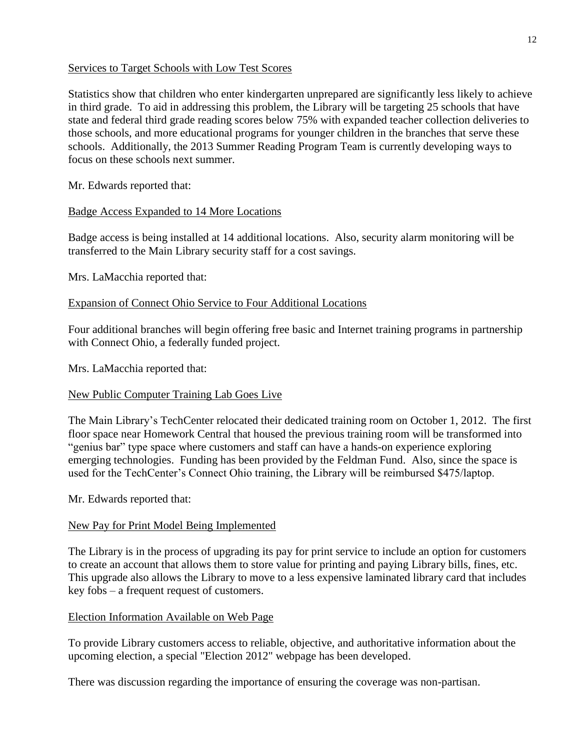Services to Target Schools with Low Test Scores

Statistics show that children who enter kindergarten unprepared are significantly less likely to achieve in third grade. To aid in addressing this problem, the Library will be targeting 25 schools that have state and federal third grade reading scores below 75% with expanded teacher collection deliveries to those schools, and more educational programs for younger children in the branches that serve these schools. Additionally, the 2013 Summer Reading Program Team is currently developing ways to focus on these schools next summer.

Mr. Edwards reported that:

Badge Access Expanded to 14 More Locations

Badge access is being installed at 14 additional locations. Also, security alarm monitoring will be transferred to the Main Library security staff for a cost savings.

Mrs. LaMacchia reported that:

Expansion of Connect Ohio Service to Four Additional Locations

Four additional branches will begin offering free basic and Internet training programs in partnership with Connect Ohio, a federally funded project.

Mrs. LaMacchia reported that:

New Public Computer Training Lab Goes Live

The Main Library's TechCenter relocated their dedicated training room on October 1, 2012. The first floor space near Homework Central that housed the previous training room will be transformed into "genius bar" type space where customers and staff can have a hands-on experience exploring emerging technologies. Funding has been provided by the Feldman Fund. Also, since the space is used for the TechCenter's Connect Ohio training, the Library will be reimbursed $475/laptop.

Mr. Edwards reported that:

New Pay for Print Model Being Implemented

The Library is in the process of upgrading its pay for print service to include an option for customers to create an account that allows them to store value for printing and paying Library bills, fines, etc. This upgrade also allows the Library to move to a less expensive laminated library card that includes key fobs – a frequent request of customers.

Election Information Available on Web Page

To provide Library customers access to reliable, objective, and authoritative information about the upcoming election, a special "Election 2012" webpage has been developed.

There was discussion regarding the importance of ensuring the coverage was non-partisan.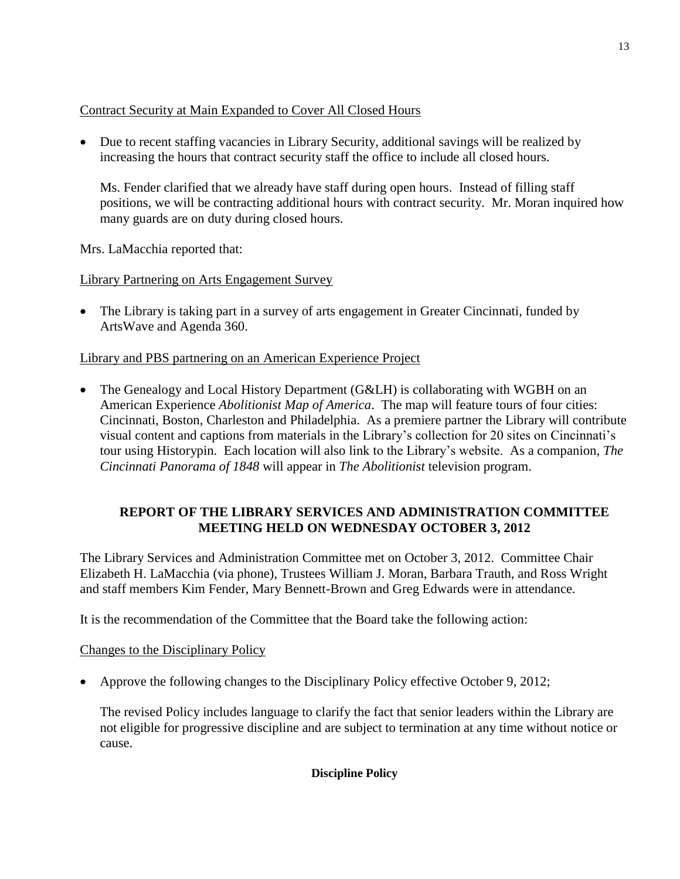Contract Security at Main Expanded to Cover All Closed Hours

- Due to recent staffing vacancies in Library Security, additional savings will be realized by increasing the hours that contract security staff the office to include all closed hours.

  Ms. Fender clarified that we already have staff during open hours. Instead of filling staff positions, we will be contracting additional hours with contract security. Mr. Moran inquired how many guards are on duty during closed hours.

Mrs. LaMacchia reported that:

Library Partnering on Arts Engagement Survey

- The Library is taking part in a survey of arts engagement in Greater Cincinnati, funded by ArtsWave and Agenda 360.

Library and PBS partnering on an American Experience Project

- The Genealogy and Local History Department (G&LH) is collaborating with WGBH on an American Experience *Abolitionist Map of America*. The map will feature tours of four cities: Cincinnati, Boston, Charleston and Philadelphia. As a premiere partner the Library will contribute visual content and captions from materials in the Library's collection for 20 sites on Cincinnati's tour using Historypin. Each location will also link to the Library's website. As a companion, *The Cincinnati Panorama of 1848* will appear in *The Abolitionist* television program.

## REPORT OF THE LIBRARY SERVICES AND ADMINISTRATION COMMITTEE MEETING HELD ON WEDNESDAY OCTOBER 3, 2012

The Library Services and Administration Committee met on October 3, 2012. Committee Chair Elizabeth H. LaMacchia (via phone), Trustees William J. Moran, Barbara Trauth, and Ross Wright and staff members Kim Fender, Mary Bennett-Brown and Greg Edwards were in attendance.

It is the recommendation of the Committee that the Board take the following action:

Changes to the Disciplinary Policy

- Approve the following changes to the Disciplinary Policy effective October 9, 2012;

  The revised Policy includes language to clarify the fact that senior leaders within the Library are not eligible for progressive discipline and are subject to termination at any time without notice or cause.

**Discipline Policy**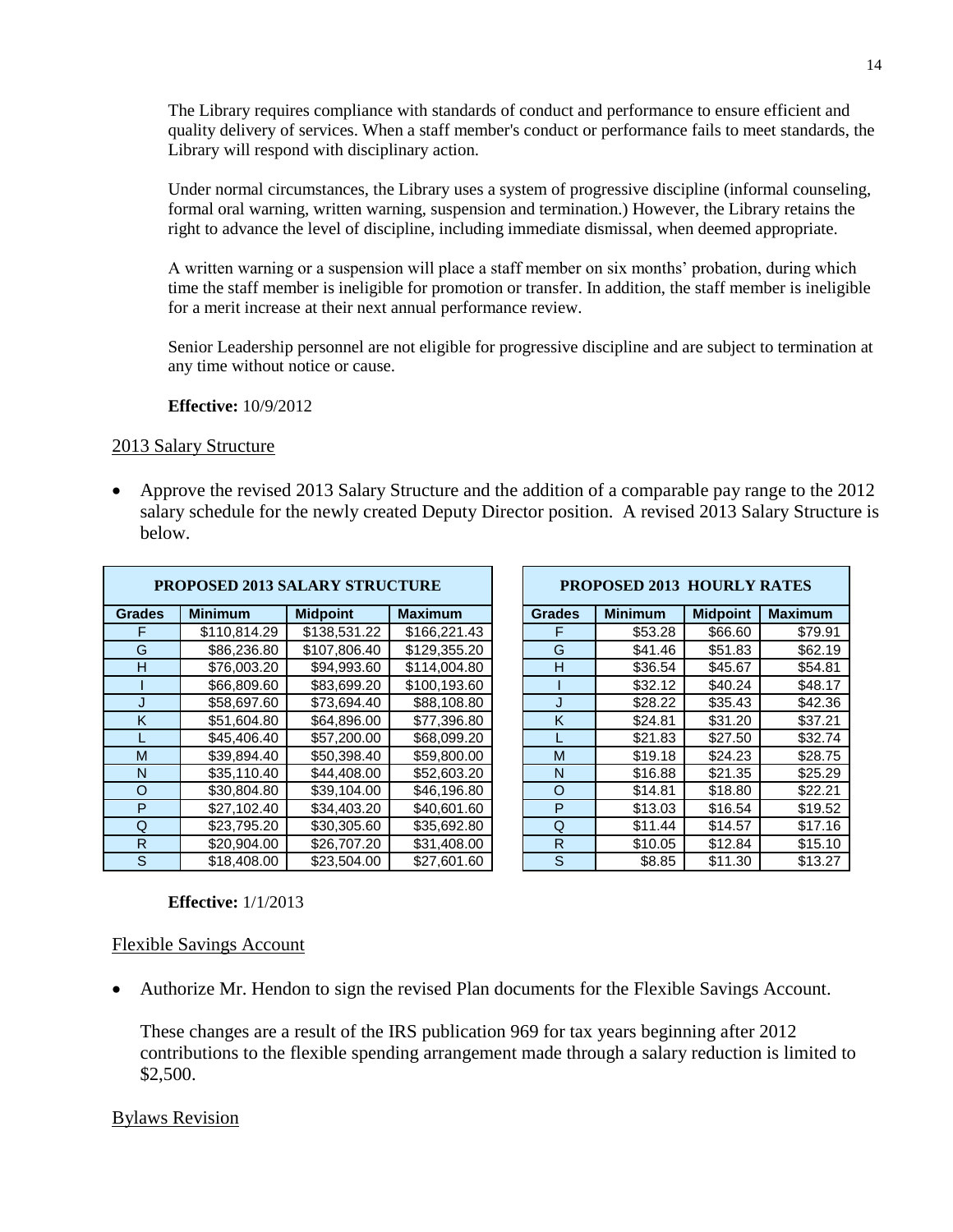The Library requires compliance with standards of conduct and performance to ensure efficient and quality delivery of services. When a staff member's conduct or performance fails to meet standards, the Library will respond with disciplinary action.

Under normal circumstances, the Library uses a system of progressive discipline (informal counseling, formal oral warning, written warning, suspension and termination.) However, the Library retains the right to advance the level of discipline, including immediate dismissal, when deemed appropriate.

A written warning or a suspension will place a staff member on six months' probation, during which time the staff member is ineligible for promotion or transfer. In addition, the staff member is ineligible for a merit increase at their next annual performance review.

Senior Leadership personnel are not eligible for progressive discipline and are subject to termination at any time without notice or cause.

**Effective:** 10/9/2012

2013 Salary Structure

- Approve the revised 2013 Salary Structure and the addition of a comparable pay range to the 2012 salary schedule for the newly created Deputy Director position. A revised 2013 Salary Structure is below.

**PROPOSED 2013 SALARY STRUCTURE**

| Grades | Minimum | Midpoint | Maximum |
|---|---|---|---|
| F | $110,814.29 | $138,531.22 | $166,221.43 |
| G | $86,236.80 | $107,806.40 | $129,355.20 |
| H | $76,003.20 | $94,993.60 | $114,004.80 |
| I | $66,809.60 | $83,699.20 | $100,193.60 |
| J | $58,697.60 | $73,694.40 | $88,108.80 |
| K | $51,604.80 | $64,896.00 | $77,396.80 |
| L | $45,406.40 | $57,200.00 | $68,099.20 |
| M | $39,894.40 | $50,398.40 | $59,800.00 |
| N | $35,110.40 | $44,408.00 | $52,603.20 |
| O | $30,804.80 | $39,104.00 | $46,196.80 |
| P | $27,102.40 | $34,403.20 | $40,601.60 |
| Q | $23,795.20 | $30,305.60 | $35,692.80 |
| R | $20,904.00 | $26,707.20 | $31,408.00 |
| S | $18,408.00 | $23,504.00 | $27,601.60 |

**PROPOSED 2013 HOURLY RATES**

| Grades | Minimum | Midpoint | Maximum |
|---|---|---|---|
| F | $53.28 | $66.60 | $79.91 |
| G | $41.46 | $51.83 | $62.19 |
| H | $36.54 | $45.67 | $54.81 |
| I | $32.12 | $40.24 | $48.17 |
| J | $28.22 | $35.43 | $42.36 |
| K | $24.81 | $31.20 | $37.21 |
| L | $21.83 | $27.50 | $32.74 |
| M | $19.18 | $24.23 | $28.75 |
| N | $16.88 | $21.35 | $25.29 |
| O | $14.81 | $18.80 | $22.21 |
| P | $13.03 | $16.54 | $19.52 |
| Q | $11.44 | $14.57 | $17.16 |
| R | $10.05 | $12.84 | $15.10 |
| S | $8.85 | $11.30 | $13.27 |

**Effective:** 1/1/2013

Flexible Savings Account

- Authorize Mr. Hendon to sign the revised Plan documents for the Flexible Savings Account.

  These changes are a result of the IRS publication 969 for tax years beginning after 2012 contributions to the flexible spending arrangement made through a salary reduction is limited to $2,500.

Bylaws Revision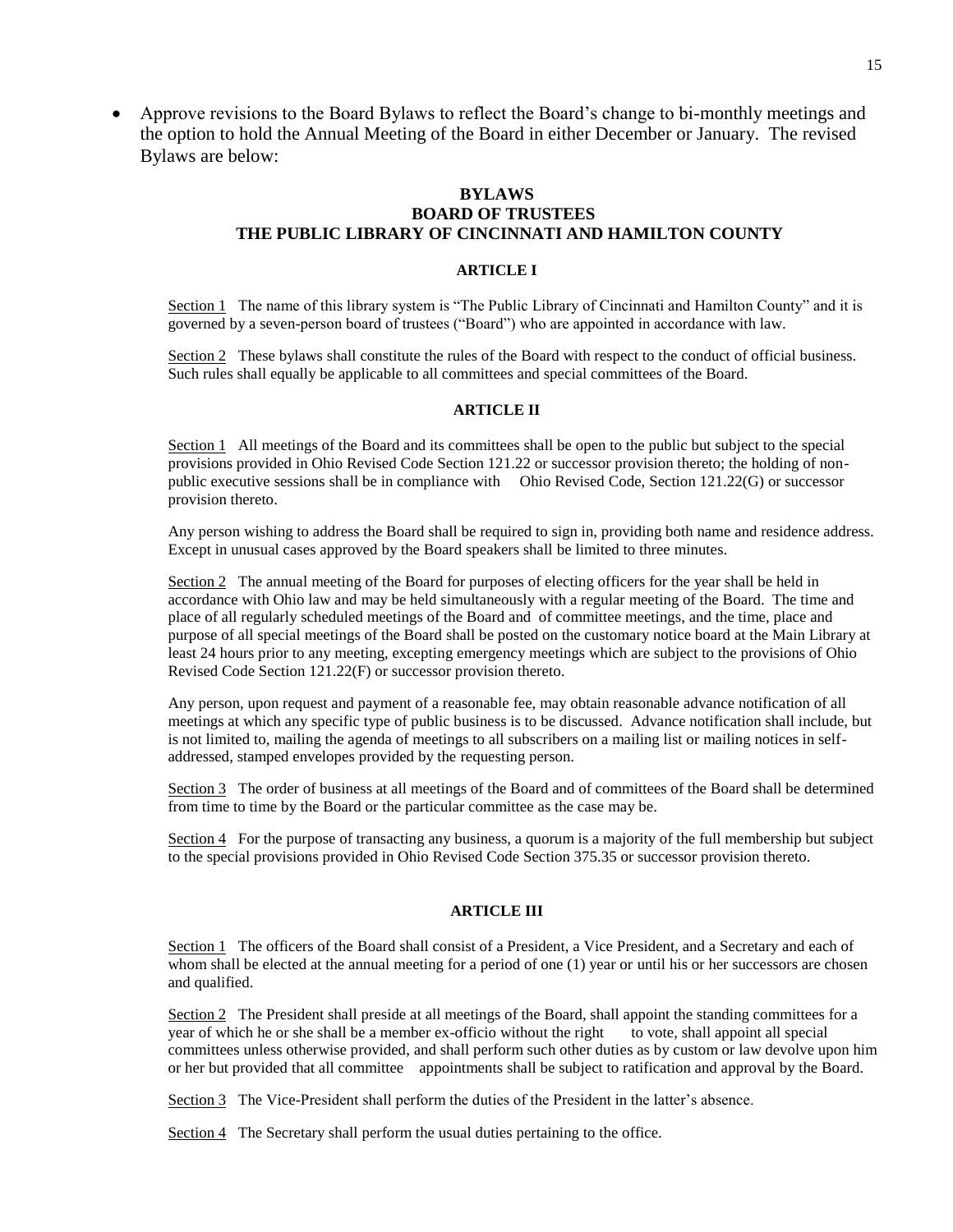- Approve revisions to the Board Bylaws to reflect the Board's change to bi-monthly meetings and the option to hold the Annual Meeting of the Board in either December or January. The revised Bylaws are below:

**BYLAWS**
**BOARD OF TRUSTEES**
**THE PUBLIC LIBRARY OF CINCINNATI AND HAMILTON COUNTY**

**ARTICLE I**

Section 1 The name of this library system is "The Public Library of Cincinnati and Hamilton County" and it is governed by a seven-person board of trustees ("Board") who are appointed in accordance with law.

Section 2 These bylaws shall constitute the rules of the Board with respect to the conduct of official business. Such rules shall equally be applicable to all committees and special committees of the Board.

**ARTICLE II**

Section 1 All meetings of the Board and its committees shall be open to the public but subject to the special provisions provided in Ohio Revised Code Section 121.22 or successor provision thereto; the holding of non-public executive sessions shall be in compliance with Ohio Revised Code, Section 121.22(G) or successor provision thereto.

Any person wishing to address the Board shall be required to sign in, providing both name and residence address. Except in unusual cases approved by the Board speakers shall be limited to three minutes.

Section 2 The annual meeting of the Board for purposes of electing officers for the year shall be held in accordance with Ohio law and may be held simultaneously with a regular meeting of the Board. The time and place of all regularly scheduled meetings of the Board and of committee meetings, and the time, place and purpose of all special meetings of the Board shall be posted on the customary notice board at the Main Library at least 24 hours prior to any meeting, excepting emergency meetings which are subject to the provisions of Ohio Revised Code Section 121.22(F) or successor provision thereto.

Any person, upon request and payment of a reasonable fee, may obtain reasonable advance notification of all meetings at which any specific type of public business is to be discussed. Advance notification shall include, but is not limited to, mailing the agenda of meetings to all subscribers on a mailing list or mailing notices in self-addressed, stamped envelopes provided by the requesting person.

Section 3 The order of business at all meetings of the Board and of committees of the Board shall be determined from time to time by the Board or the particular committee as the case may be.

Section 4 For the purpose of transacting any business, a quorum is a majority of the full membership but subject to the special provisions provided in Ohio Revised Code Section 375.35 or successor provision thereto.

**ARTICLE III**

Section 1 The officers of the Board shall consist of a President, a Vice President, and a Secretary and each of whom shall be elected at the annual meeting for a period of one (1) year or until his or her successors are chosen and qualified.

Section 2 The President shall preside at all meetings of the Board, shall appoint the standing committees for a year of which he or she shall be a member ex-officio without the right to vote, shall appoint all special committees unless otherwise provided, and shall perform such other duties as by custom or law devolve upon him or her but provided that all committee appointments shall be subject to ratification and approval by the Board.

Section 3 The Vice-President shall perform the duties of the President in the latter's absence.

Section 4 The Secretary shall perform the usual duties pertaining to the office.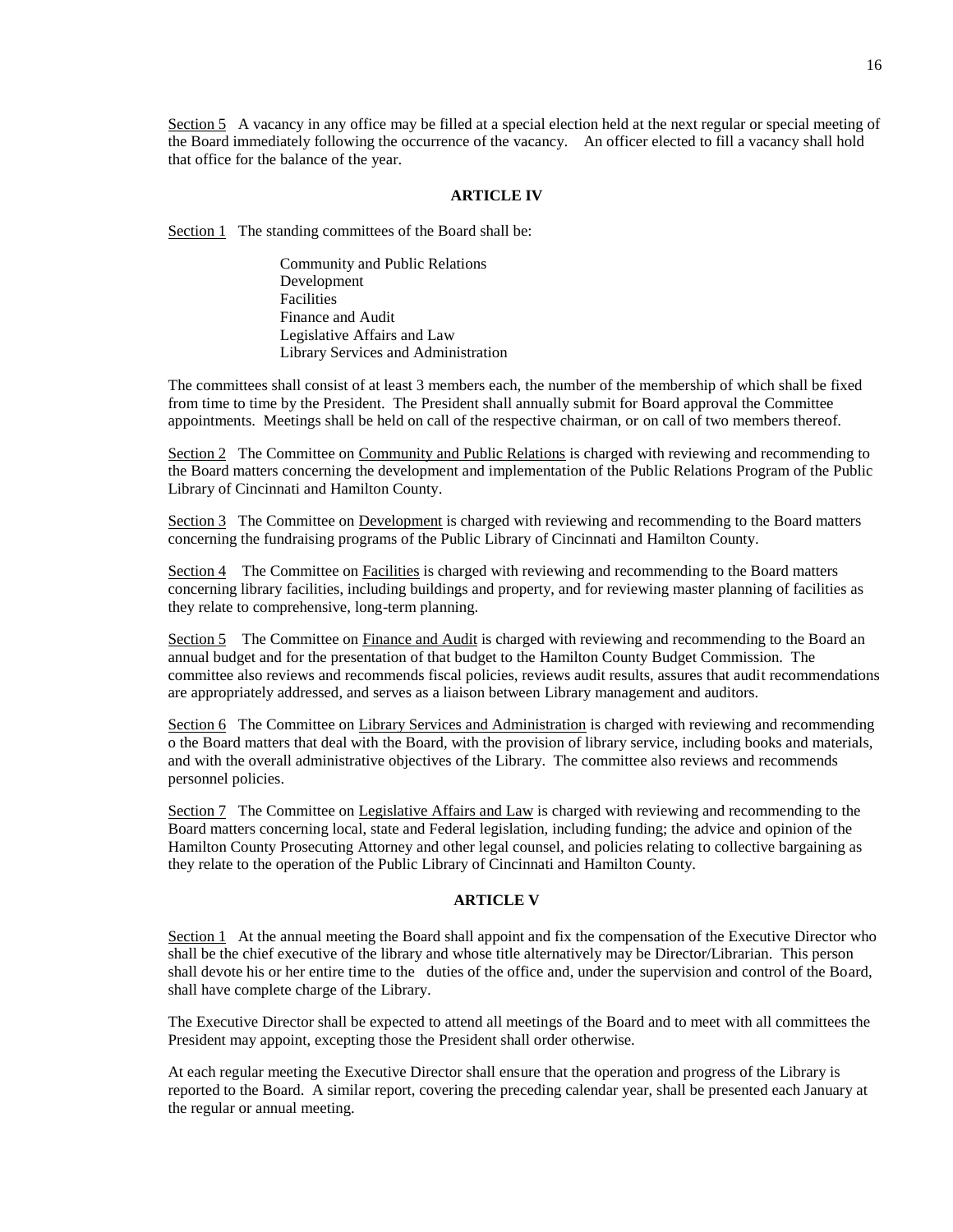Section 5 A vacancy in any office may be filled at a special election held at the next regular or special meeting of the Board immediately following the occurrence of the vacancy. An officer elected to fill a vacancy shall hold that office for the balance of the year.

**ARTICLE IV**

Section 1 The standing committees of the Board shall be:

Community and Public Relations
Development
Facilities
Finance and Audit
Legislative Affairs and Law
Library Services and Administration

The committees shall consist of at least 3 members each, the number of the membership of which shall be fixed from time to time by the President. The President shall annually submit for Board approval the Committee appointments. Meetings shall be held on call of the respective chairman, or on call of two members thereof.

Section 2 The Committee on Community and Public Relations is charged with reviewing and recommending to the Board matters concerning the development and implementation of the Public Relations Program of the Public Library of Cincinnati and Hamilton County.

Section 3 The Committee on Development is charged with reviewing and recommending to the Board matters concerning the fundraising programs of the Public Library of Cincinnati and Hamilton County.

Section 4 The Committee on Facilities is charged with reviewing and recommending to the Board matters concerning library facilities, including buildings and property, and for reviewing master planning of facilities as they relate to comprehensive, long-term planning.

Section 5 The Committee on Finance and Audit is charged with reviewing and recommending to the Board an annual budget and for the presentation of that budget to the Hamilton County Budget Commission. The committee also reviews and recommends fiscal policies, reviews audit results, assures that audit recommendations are appropriately addressed, and serves as a liaison between Library management and auditors.

Section 6 The Committee on Library Services and Administration is charged with reviewing and recommending o the Board matters that deal with the Board, with the provision of library service, including books and materials, and with the overall administrative objectives of the Library. The committee also reviews and recommends personnel policies.

Section 7 The Committee on Legislative Affairs and Law is charged with reviewing and recommending to the Board matters concerning local, state and Federal legislation, including funding; the advice and opinion of the Hamilton County Prosecuting Attorney and other legal counsel, and policies relating to collective bargaining as they relate to the operation of the Public Library of Cincinnati and Hamilton County.

**ARTICLE V**

Section 1 At the annual meeting the Board shall appoint and fix the compensation of the Executive Director who shall be the chief executive of the library and whose title alternatively may be Director/Librarian. This person shall devote his or her entire time to the duties of the office and, under the supervision and control of the Board, shall have complete charge of the Library.

The Executive Director shall be expected to attend all meetings of the Board and to meet with all committees the President may appoint, excepting those the President shall order otherwise.

At each regular meeting the Executive Director shall ensure that the operation and progress of the Library is reported to the Board. A similar report, covering the preceding calendar year, shall be presented each January at the regular or annual meeting.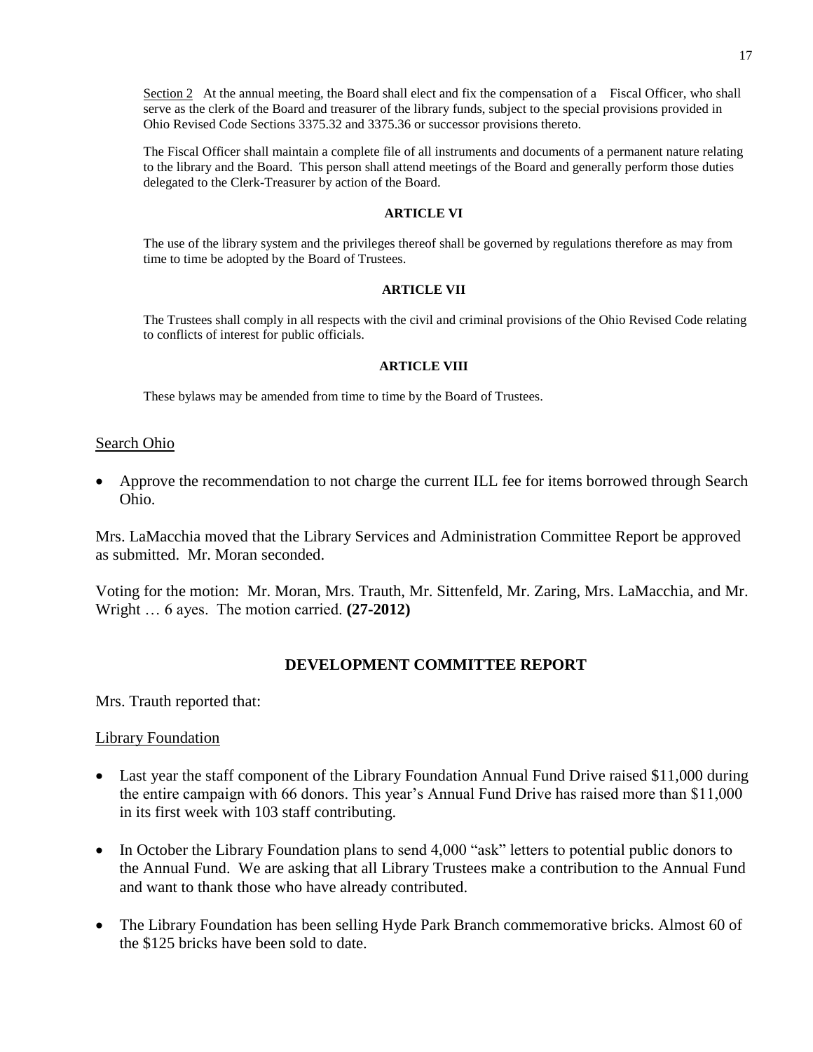Section 2 At the annual meeting, the Board shall elect and fix the compensation of a Fiscal Officer, who shall serve as the clerk of the Board and treasurer of the library funds, subject to the special provisions provided in Ohio Revised Code Sections 3375.32 and 3375.36 or successor provisions thereto.

The Fiscal Officer shall maintain a complete file of all instruments and documents of a permanent nature relating to the library and the Board. This person shall attend meetings of the Board and generally perform those duties delegated to the Clerk-Treasurer by action of the Board.

**ARTICLE VI**

The use of the library system and the privileges thereof shall be governed by regulations therefore as may from time to time be adopted by the Board of Trustees.

**ARTICLE VII**

The Trustees shall comply in all respects with the civil and criminal provisions of the Ohio Revised Code relating to conflicts of interest for public officials.

**ARTICLE VIII**

These bylaws may be amended from time to time by the Board of Trustees.

Search Ohio

- Approve the recommendation to not charge the current ILL fee for items borrowed through Search Ohio.

Mrs. LaMacchia moved that the Library Services and Administration Committee Report be approved as submitted. Mr. Moran seconded.

Voting for the motion: Mr. Moran, Mrs. Trauth, Mr. Sittenfeld, Mr. Zaring, Mrs. LaMacchia, and Mr. Wright … 6 ayes. The motion carried. **(27-2012)**

## DEVELOPMENT COMMITTEE REPORT

Mrs. Trauth reported that:

Library Foundation

- Last year the staff component of the Library Foundation Annual Fund Drive raised $11,000 during the entire campaign with 66 donors. This year's Annual Fund Drive has raised more than $11,000 in its first week with 103 staff contributing.
- In October the Library Foundation plans to send 4,000 "ask" letters to potential public donors to the Annual Fund. We are asking that all Library Trustees make a contribution to the Annual Fund and want to thank those who have already contributed.
- The Library Foundation has been selling Hyde Park Branch commemorative bricks. Almost 60 of the $125 bricks have been sold to date.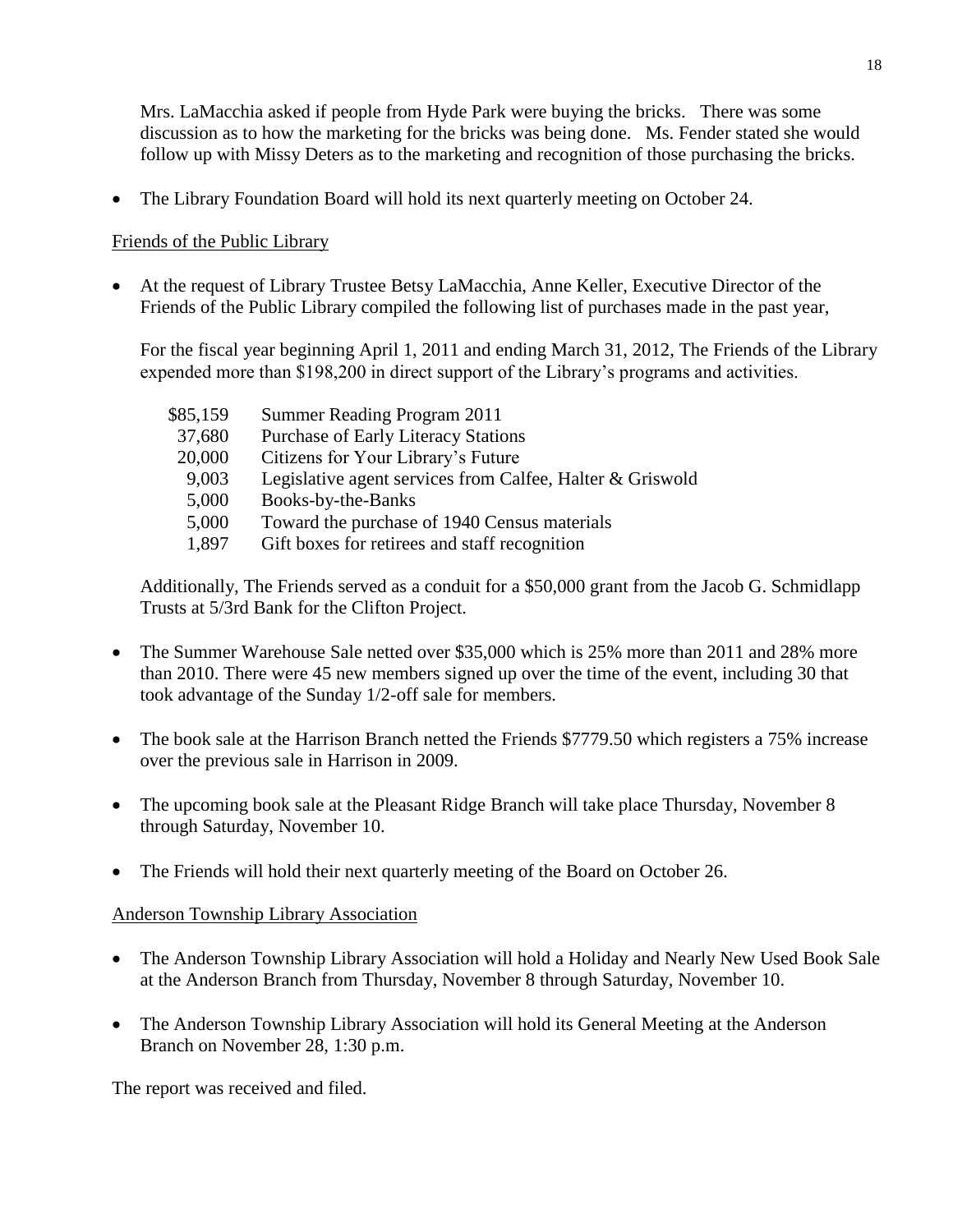Mrs. LaMacchia asked if people from Hyde Park were buying the bricks. There was some discussion as to how the marketing for the bricks was being done. Ms. Fender stated she would follow up with Missy Deters as to the marketing and recognition of those purchasing the bricks.

- The Library Foundation Board will hold its next quarterly meeting on October 24.

Friends of the Public Library

- At the request of Library Trustee Betsy LaMacchia, Anne Keller, Executive Director of the Friends of the Public Library compiled the following list of purchases made in the past year,

  For the fiscal year beginning April 1, 2011 and ending March 31, 2012, The Friends of the Library expended more than $198,200 in direct support of the Library's programs and activities.

  | | |
  |---|---|
  | $85,159 | Summer Reading Program 2011 |
  | 37,680 | Purchase of Early Literacy Stations |
  | 20,000 | Citizens for Your Library's Future |
  | 9,003 | Legislative agent services from Calfee, Halter & Griswold |
  | 5,000 | Books-by-the-Banks |
  | 5,000 | Toward the purchase of 1940 Census materials |
  | 1,897 | Gift boxes for retirees and staff recognition |

  Additionally, The Friends served as a conduit for a $50,000 grant from the Jacob G. Schmidlapp Trusts at 5/3rd Bank for the Clifton Project.

- The Summer Warehouse Sale netted over $35,000 which is 25% more than 2011 and 28% more than 2010. There were 45 new members signed up over the time of the event, including 30 that took advantage of the Sunday 1/2-off sale for members.

- The book sale at the Harrison Branch netted the Friends $7779.50 which registers a 75% increase over the previous sale in Harrison in 2009.

- The upcoming book sale at the Pleasant Ridge Branch will take place Thursday, November 8 through Saturday, November 10.

- The Friends will hold their next quarterly meeting of the Board on October 26.

Anderson Township Library Association

- The Anderson Township Library Association will hold a Holiday and Nearly New Used Book Sale at the Anderson Branch from Thursday, November 8 through Saturday, November 10.

- The Anderson Township Library Association will hold its General Meeting at the Anderson Branch on November 28, 1:30 p.m.

The report was received and filed.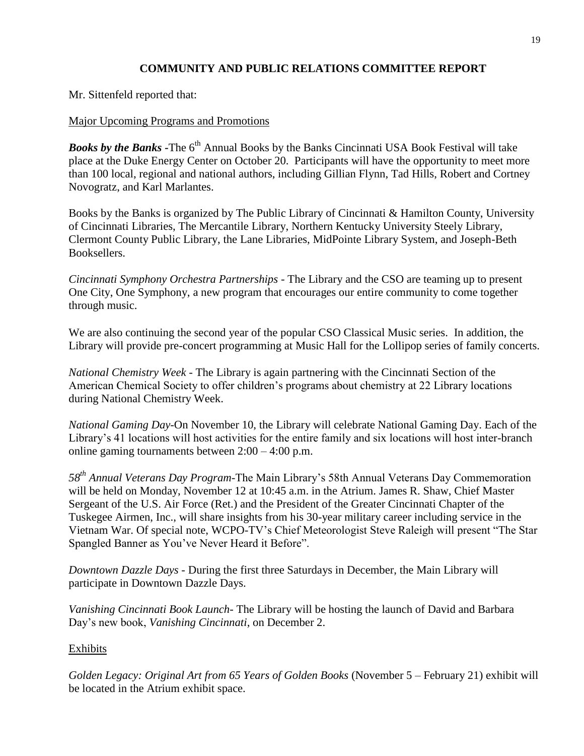## COMMUNITY AND PUBLIC RELATIONS COMMITTEE REPORT

Mr. Sittenfeld reported that:

Major Upcoming Programs and Promotions

***Books by the Banks*** **-**The 6th Annual Books by the Banks Cincinnati USA Book Festival will take place at the Duke Energy Center on October 20. Participants will have the opportunity to meet more than 100 local, regional and national authors, including Gillian Flynn, Tad Hills, Robert and Cortney Novogratz, and Karl Marlantes.

Books by the Banks is organized by The Public Library of Cincinnati & Hamilton County, University of Cincinnati Libraries, The Mercantile Library, Northern Kentucky University Steely Library, Clermont County Public Library, the Lane Libraries, MidPointe Library System, and Joseph-Beth Booksellers.

*Cincinnati Symphony Orchestra Partnerships* - The Library and the CSO are teaming up to present One City, One Symphony, a new program that encourages our entire community to come together through music.

We are also continuing the second year of the popular CSO Classical Music series. In addition, the Library will provide pre-concert programming at Music Hall for the Lollipop series of family concerts.

*National Chemistry Week* - The Library is again partnering with the Cincinnati Section of the American Chemical Society to offer children's programs about chemistry at 22 Library locations during National Chemistry Week.

*National Gaming Day*-On November 10, the Library will celebrate National Gaming Day. Each of the Library's 41 locations will host activities for the entire family and six locations will host inter-branch online gaming tournaments between 2:00 – 4:00 p.m.

*58th Annual Veterans Day Program*-The Main Library's 58th Annual Veterans Day Commemoration will be held on Monday, November 12 at 10:45 a.m. in the Atrium. James R. Shaw, Chief Master Sergeant of the U.S. Air Force (Ret.) and the President of the Greater Cincinnati Chapter of the Tuskegee Airmen, Inc., will share insights from his 30-year military career including service in the Vietnam War. Of special note, WCPO-TV's Chief Meteorologist Steve Raleigh will present "The Star Spangled Banner as You've Never Heard it Before".

*Downtown Dazzle Days* - During the first three Saturdays in December, the Main Library will participate in Downtown Dazzle Days.

*Vanishing Cincinnati Book Launch*- The Library will be hosting the launch of David and Barbara Day's new book, *Vanishing Cincinnati*, on December 2.

Exhibits

*Golden Legacy: Original Art from 65 Years of Golden Books* (November 5 – February 21) exhibit will be located in the Atrium exhibit space.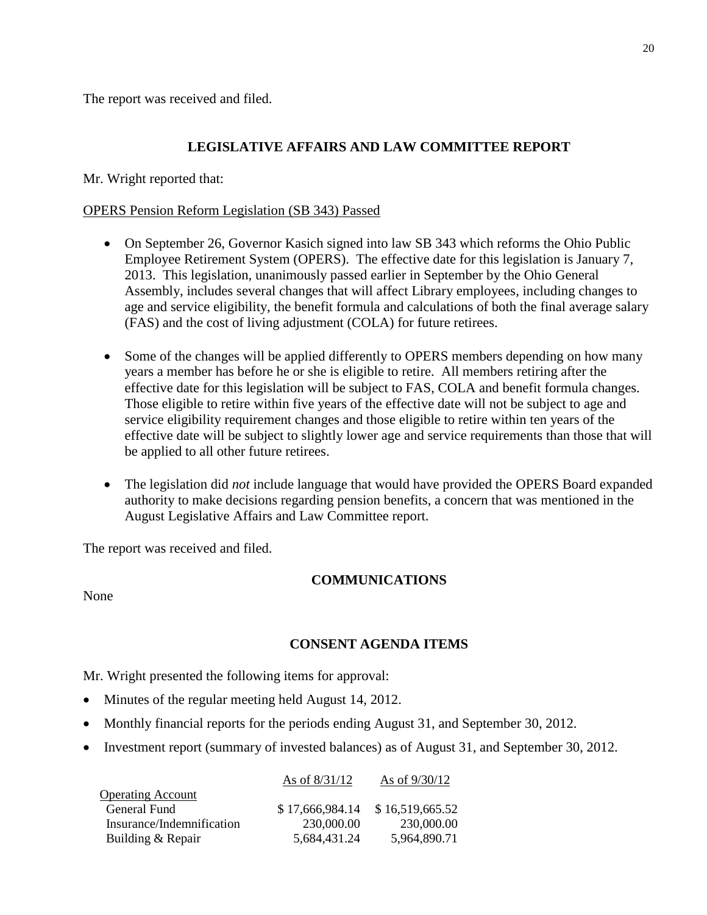The report was received and filed.

## LEGISLATIVE AFFAIRS AND LAW COMMITTEE REPORT

Mr. Wright reported that:

OPERS Pension Reform Legislation (SB 343) Passed

- On September 26, Governor Kasich signed into law SB 343 which reforms the Ohio Public Employee Retirement System (OPERS). The effective date for this legislation is January 7, 2013. This legislation, unanimously passed earlier in September by the Ohio General Assembly, includes several changes that will affect Library employees, including changes to age and service eligibility, the benefit formula and calculations of both the final average salary (FAS) and the cost of living adjustment (COLA) for future retirees.
- Some of the changes will be applied differently to OPERS members depending on how many years a member has before he or she is eligible to retire. All members retiring after the effective date for this legislation will be subject to FAS, COLA and benefit formula changes. Those eligible to retire within five years of the effective date will not be subject to age and service eligibility requirement changes and those eligible to retire within ten years of the effective date will be subject to slightly lower age and service requirements than those that will be applied to all other future retirees.
- The legislation did *not* include language that would have provided the OPERS Board expanded authority to make decisions regarding pension benefits, a concern that was mentioned in the August Legislative Affairs and Law Committee report.

The report was received and filed.

## COMMUNICATIONS

None

## CONSENT AGENDA ITEMS

Mr. Wright presented the following items for approval:

- Minutes of the regular meeting held August 14, 2012.
- Monthly financial reports for the periods ending August 31, and September 30, 2012.
- Investment report (summary of invested balances) as of August 31, and September 30, 2012.

| | As of 8/31/12 | As of 9/30/12 |
|---|---|---|
| Operating Account | | |
| General Fund | $ 17,666,984.14 | $ 16,519,665.52 |
| Insurance/Indemnification | 230,000.00 | 230,000.00 |
| Building & Repair | 5,684,431.24 | 5,964,890.71 |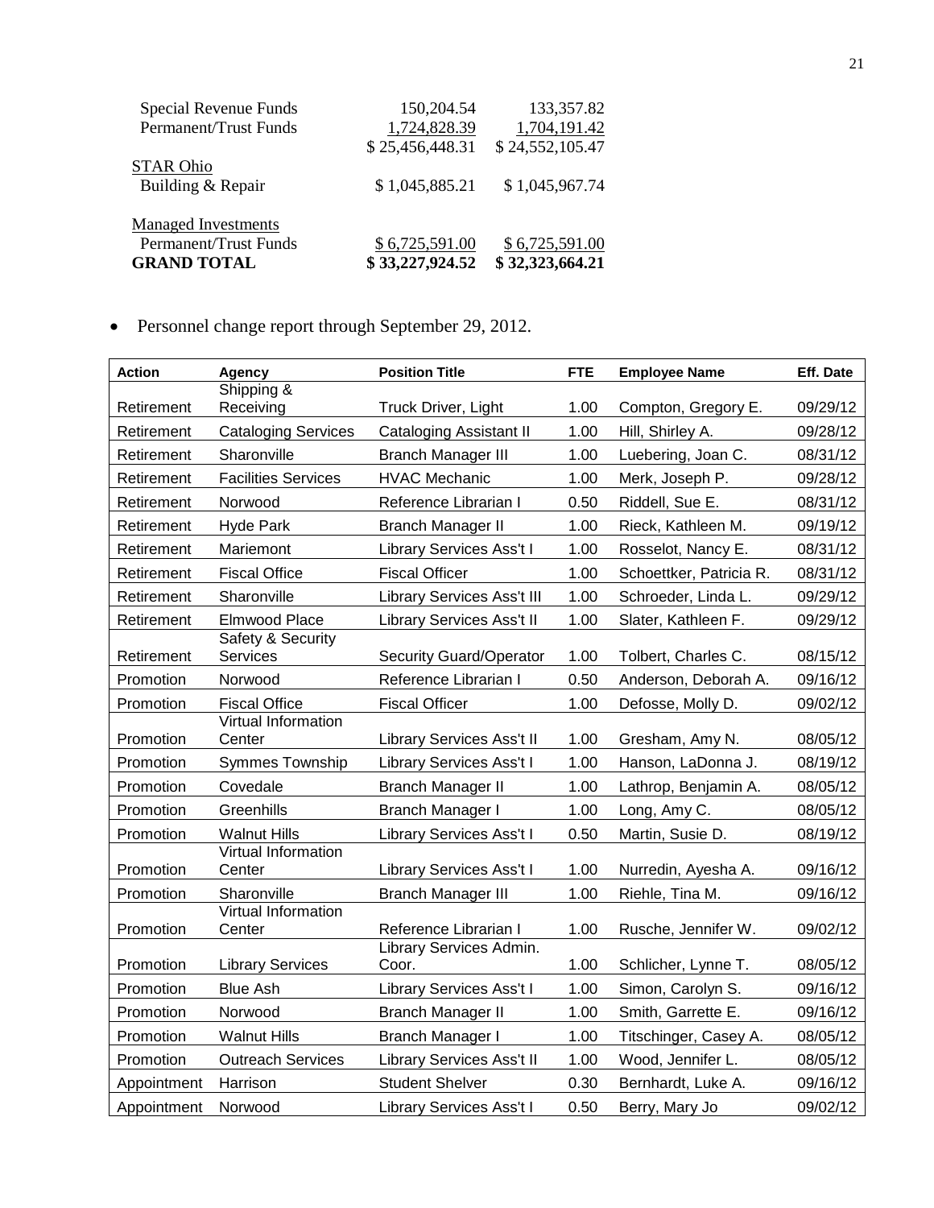| | | |
|---|---|---|
| Special Revenue Funds | 150,204.54 | 133,357.82 |
| Permanent/Trust Funds | 1,724,828.39 | 1,704,191.42 |
| | $ 25,456,448.31 | $ 24,552,105.47 |
| STAR Ohio | | |
| Building & Repair | $ 1,045,885.21 | $ 1,045,967.74 |
| | | |
| Managed Investments | | |
| Permanent/Trust Funds | $ 6,725,591.00 | $ 6,725,591.00 |
| **GRAND TOTAL** | **$ 33,227,924.52** | **$ 32,323,664.21** |

- Personnel change report through September 29, 2012.

| Action | Agency | Position Title | FTE | Employee Name | Eff. Date |
|---|---|---|---|---|---|
| Retirement | Shipping & Receiving | Truck Driver, Light | 1.00 | Compton, Gregory E. | 09/29/12 |
| Retirement | Cataloging Services | Cataloging Assistant II | 1.00 | Hill, Shirley A. | 09/28/12 |
| Retirement | Sharonville | Branch Manager III | 1.00 | Luebering, Joan C. | 08/31/12 |
| Retirement | Facilities Services | HVAC Mechanic | 1.00 | Merk, Joseph P. | 09/28/12 |
| Retirement | Norwood | Reference Librarian I | 0.50 | Riddell, Sue E. | 08/31/12 |
| Retirement | Hyde Park | Branch Manager II | 1.00 | Rieck, Kathleen M. | 09/19/12 |
| Retirement | Mariemont | Library Services Ass't I | 1.00 | Rosselot, Nancy E. | 08/31/12 |
| Retirement | Fiscal Office | Fiscal Officer | 1.00 | Schoettker, Patricia R. | 08/31/12 |
| Retirement | Sharonville | Library Services Ass't III | 1.00 | Schroeder, Linda L. | 09/29/12 |
| Retirement | Elmwood Place | Library Services Ass't II | 1.00 | Slater, Kathleen F. | 09/29/12 |
| Retirement | Safety & Security Services | Security Guard/Operator | 1.00 | Tolbert, Charles C. | 08/15/12 |
| Promotion | Norwood | Reference Librarian I | 0.50 | Anderson, Deborah A. | 09/16/12 |
| Promotion | Fiscal Office | Fiscal Officer | 1.00 | Defosse, Molly D. | 09/02/12 |
| Promotion | Virtual Information Center | Library Services Ass't II | 1.00 | Gresham, Amy N. | 08/05/12 |
| Promotion | Symmes Township | Library Services Ass't I | 1.00 | Hanson, LaDonna J. | 08/19/12 |
| Promotion | Covedale | Branch Manager II | 1.00 | Lathrop, Benjamin A. | 08/05/12 |
| Promotion | Greenhills | Branch Manager I | 1.00 | Long, Amy C. | 08/05/12 |
| Promotion | Walnut Hills | Library Services Ass't I | 0.50 | Martin, Susie D. | 08/19/12 |
| Promotion | Virtual Information Center | Library Services Ass't I | 1.00 | Nurredin, Ayesha A. | 09/16/12 |
| Promotion | Sharonville | Branch Manager III | 1.00 | Riehle, Tina M. | 09/16/12 |
| Promotion | Virtual Information Center | Reference Librarian I | 1.00 | Rusche, Jennifer W. | 09/02/12 |
| Promotion | Library Services | Library Services Admin. Coor. | 1.00 | Schlicher, Lynne T. | 08/05/12 |
| Promotion | Blue Ash | Library Services Ass't I | 1.00 | Simon, Carolyn S. | 09/16/12 |
| Promotion | Norwood | Branch Manager II | 1.00 | Smith, Garrette E. | 09/16/12 |
| Promotion | Walnut Hills | Branch Manager I | 1.00 | Titschinger, Casey A. | 08/05/12 |
| Promotion | Outreach Services | Library Services Ass't II | 1.00 | Wood, Jennifer L. | 08/05/12 |
| Appointment | Harrison | Student Shelver | 0.30 | Bernhardt, Luke A. | 09/16/12 |
| Appointment | Norwood | Library Services Ass't I | 0.50 | Berry, Mary Jo | 09/02/12 |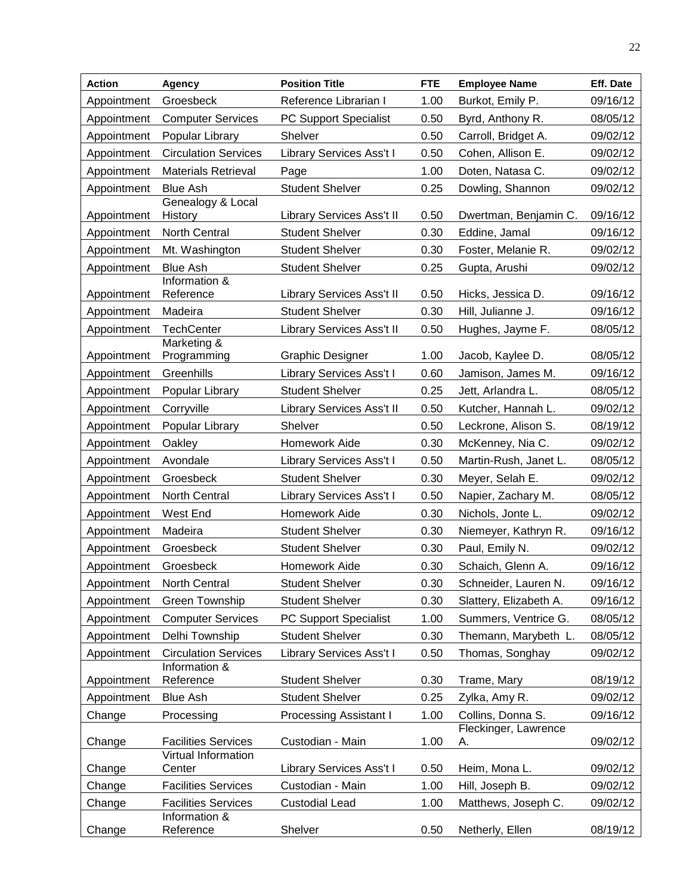| Action | Agency | Position Title | FTE | Employee Name | Eff. Date |
|---|---|---|---|---|---|
| Appointment | Groesbeck | Reference Librarian I | 1.00 | Burkot, Emily P. | 09/16/12 |
| Appointment | Computer Services | PC Support Specialist | 0.50 | Byrd, Anthony R. | 08/05/12 |
| Appointment | Popular Library | Shelver | 0.50 | Carroll, Bridget A. | 09/02/12 |
| Appointment | Circulation Services | Library Services Ass't I | 0.50 | Cohen, Allison E. | 09/02/12 |
| Appointment | Materials Retrieval | Page | 1.00 | Doten, Natasa C. | 09/02/12 |
| Appointment | Blue Ash | Student Shelver | 0.25 | Dowling, Shannon | 09/02/12 |
| Appointment | Genealogy & Local History | Library Services Ass't II | 0.50 | Dwertman, Benjamin C. | 09/16/12 |
| Appointment | North Central | Student Shelver | 0.30 | Eddine, Jamal | 09/16/12 |
| Appointment | Mt. Washington | Student Shelver | 0.30 | Foster, Melanie R. | 09/02/12 |
| Appointment | Blue Ash | Student Shelver | 0.25 | Gupta, Arushi | 09/02/12 |
| Appointment | Information & Reference | Library Services Ass't II | 0.50 | Hicks, Jessica D. | 09/16/12 |
| Appointment | Madeira | Student Shelver | 0.30 | Hill, Julianne J. | 09/16/12 |
| Appointment | TechCenter | Library Services Ass't II | 0.50 | Hughes, Jayme F. | 08/05/12 |
| Appointment | Marketing & Programming | Graphic Designer | 1.00 | Jacob, Kaylee D. | 08/05/12 |
| Appointment | Greenhills | Library Services Ass't I | 0.60 | Jamison, James M. | 09/16/12 |
| Appointment | Popular Library | Student Shelver | 0.25 | Jett, Arlandra L. | 08/05/12 |
| Appointment | Corryville | Library Services Ass't II | 0.50 | Kutcher, Hannah L. | 09/02/12 |
| Appointment | Popular Library | Shelver | 0.50 | Leckrone, Alison S. | 08/19/12 |
| Appointment | Oakley | Homework Aide | 0.30 | McKenney, Nia C. | 09/02/12 |
| Appointment | Avondale | Library Services Ass't I | 0.50 | Martin-Rush, Janet L. | 08/05/12 |
| Appointment | Groesbeck | Student Shelver | 0.30 | Meyer, Selah E. | 09/02/12 |
| Appointment | North Central | Library Services Ass't I | 0.50 | Napier, Zachary M. | 08/05/12 |
| Appointment | West End | Homework Aide | 0.30 | Nichols, Jonte L. | 09/02/12 |
| Appointment | Madeira | Student Shelver | 0.30 | Niemeyer, Kathryn R. | 09/16/12 |
| Appointment | Groesbeck | Student Shelver | 0.30 | Paul, Emily N. | 09/02/12 |
| Appointment | Groesbeck | Homework Aide | 0.30 | Schaich, Glenn A. | 09/16/12 |
| Appointment | North Central | Student Shelver | 0.30 | Schneider, Lauren N. | 09/16/12 |
| Appointment | Green Township | Student Shelver | 0.30 | Slattery, Elizabeth A. | 09/16/12 |
| Appointment | Computer Services | PC Support Specialist | 1.00 | Summers, Ventrice G. | 08/05/12 |
| Appointment | Delhi Township | Student Shelver | 0.30 | Themann, Marybeth L. | 08/05/12 |
| Appointment | Circulation Services | Library Services Ass't I | 0.50 | Thomas, Songhay | 09/02/12 |
| Appointment | Information & Reference | Student Shelver | 0.30 | Trame, Mary | 08/19/12 |
| Appointment | Blue Ash | Student Shelver | 0.25 | Zylka, Amy R. | 09/02/12 |
| Change | Processing | Processing Assistant I | 1.00 | Collins, Donna S. | 09/16/12 |
| Change | Facilities Services | Custodian - Main | 1.00 | Fleckinger, Lawrence A. | 09/02/12 |
| Change | Virtual Information Center | Library Services Ass't I | 0.50 | Heim, Mona L. | 09/02/12 |
| Change | Facilities Services | Custodian - Main | 1.00 | Hill, Joseph B. | 09/02/12 |
| Change | Facilities Services | Custodial Lead | 1.00 | Matthews, Joseph C. | 09/02/12 |
| Change | Information & Reference | Shelver | 0.50 | Netherly, Ellen | 08/19/12 |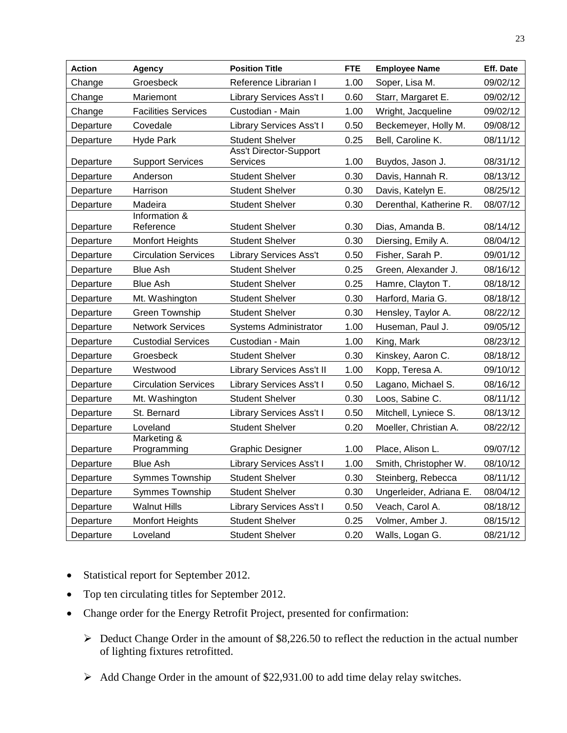| Action | Agency | Position Title | FTE | Employee Name | Eff. Date |
|---|---|---|---|---|---|
| Change | Groesbeck | Reference Librarian I | 1.00 | Soper, Lisa M. | 09/02/12 |
| Change | Mariemont | Library Services Ass't I | 0.60 | Starr, Margaret E. | 09/02/12 |
| Change | Facilities Services | Custodian - Main | 1.00 | Wright, Jacqueline | 09/02/12 |
| Departure | Covedale | Library Services Ass't I | 0.50 | Beckemeyer, Holly M. | 09/08/12 |
| Departure | Hyde Park | Student Shelver | 0.25 | Bell, Caroline K. | 08/11/12 |
| Departure | Support Services | Ass't Director-Support Services | 1.00 | Buydos, Jason J. | 08/31/12 |
| Departure | Anderson | Student Shelver | 0.30 | Davis, Hannah R. | 08/13/12 |
| Departure | Harrison | Student Shelver | 0.30 | Davis, Katelyn E. | 08/25/12 |
| Departure | Madeira | Student Shelver | 0.30 | Derenthal, Katherine R. | 08/07/12 |
| Departure | Information & Reference | Student Shelver | 0.30 | Dias, Amanda B. | 08/14/12 |
| Departure | Monfort Heights | Student Shelver | 0.30 | Diersing, Emily A. | 08/04/12 |
| Departure | Circulation Services | Library Services Ass't | 0.50 | Fisher, Sarah P. | 09/01/12 |
| Departure | Blue Ash | Student Shelver | 0.25 | Green, Alexander J. | 08/16/12 |
| Departure | Blue Ash | Student Shelver | 0.25 | Hamre, Clayton T. | 08/18/12 |
| Departure | Mt. Washington | Student Shelver | 0.30 | Harford, Maria G. | 08/18/12 |
| Departure | Green Township | Student Shelver | 0.30 | Hensley, Taylor A. | 08/22/12 |
| Departure | Network Services | Systems Administrator | 1.00 | Huseman, Paul J. | 09/05/12 |
| Departure | Custodial Services | Custodian - Main | 1.00 | King, Mark | 08/23/12 |
| Departure | Groesbeck | Student Shelver | 0.30 | Kinskey, Aaron C. | 08/18/12 |
| Departure | Westwood | Library Services Ass't II | 1.00 | Kopp, Teresa A. | 09/10/12 |
| Departure | Circulation Services | Library Services Ass't I | 0.50 | Lagano, Michael S. | 08/16/12 |
| Departure | Mt. Washington | Student Shelver | 0.30 | Loos, Sabine C. | 08/11/12 |
| Departure | St. Bernard | Library Services Ass't I | 0.50 | Mitchell, Lyniece S. | 08/13/12 |
| Departure | Loveland | Student Shelver | 0.20 | Moeller, Christian A. | 08/22/12 |
| Departure | Marketing & Programming | Graphic Designer | 1.00 | Place, Alison L. | 09/07/12 |
| Departure | Blue Ash | Library Services Ass't I | 1.00 | Smith, Christopher W. | 08/10/12 |
| Departure | Symmes Township | Student Shelver | 0.30 | Steinberg, Rebecca | 08/11/12 |
| Departure | Symmes Township | Student Shelver | 0.30 | Ungerleider, Adriana E. | 08/04/12 |
| Departure | Walnut Hills | Library Services Ass't I | 0.50 | Veach, Carol A. | 08/18/12 |
| Departure | Monfort Heights | Student Shelver | 0.25 | Volmer, Amber J. | 08/15/12 |
| Departure | Loveland | Student Shelver | 0.20 | Walls, Logan G. | 08/21/12 |

- Statistical report for September 2012.
- Top ten circulating titles for September 2012.
- Change order for the Energy Retrofit Project, presented for confirmation:
  - Deduct Change Order in the amount of $8,226.50 to reflect the reduction in the actual number of lighting fixtures retrofitted.
  - Add Change Order in the amount of $22,931.00 to add time delay relay switches.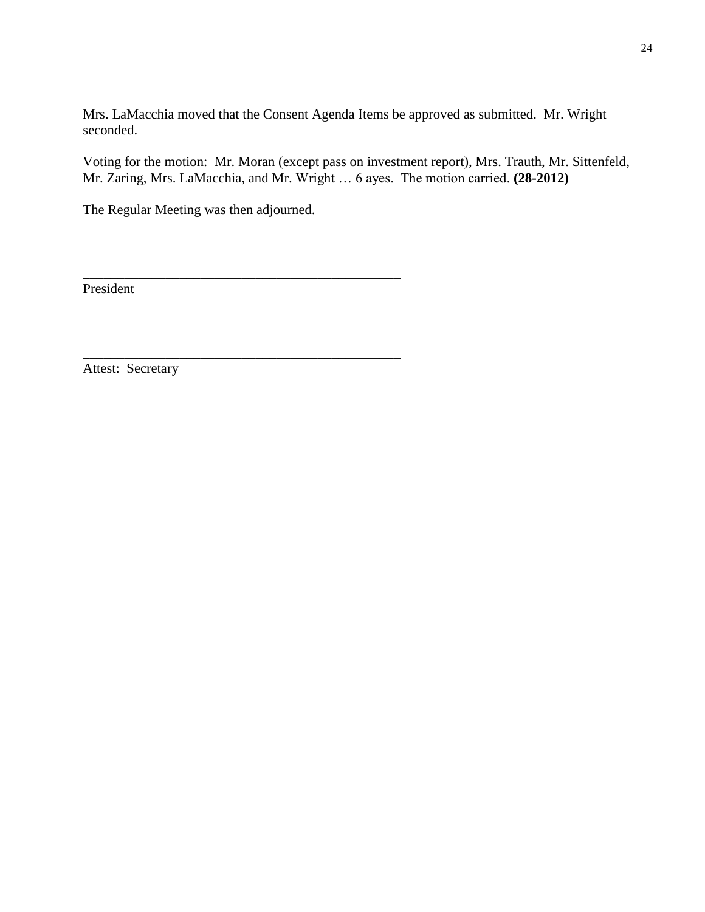Mrs. LaMacchia moved that the Consent Agenda Items be approved as submitted.  Mr. Wright seconded.

Voting for the motion:  Mr. Moran (except pass on investment report), Mrs. Trauth, Mr. Sittenfeld, Mr. Zaring, Mrs. LaMacchia, and Mr. Wright … 6 ayes.  The motion carried. **(28-2012)**

The Regular Meeting was then adjourned.

\_\_\_\_\_\_\_\_\_\_\_\_\_\_\_\_\_\_\_\_\_\_\_\_\_\_\_\_\_\_\_\_\_\_\_\_\_\_\_\_\_\_\_\_\_\_\_\_
President

\_\_\_\_\_\_\_\_\_\_\_\_\_\_\_\_\_\_\_\_\_\_\_\_\_\_\_\_\_\_\_\_\_\_\_\_\_\_\_\_\_\_\_\_\_\_\_\_
Attest:  Secretary